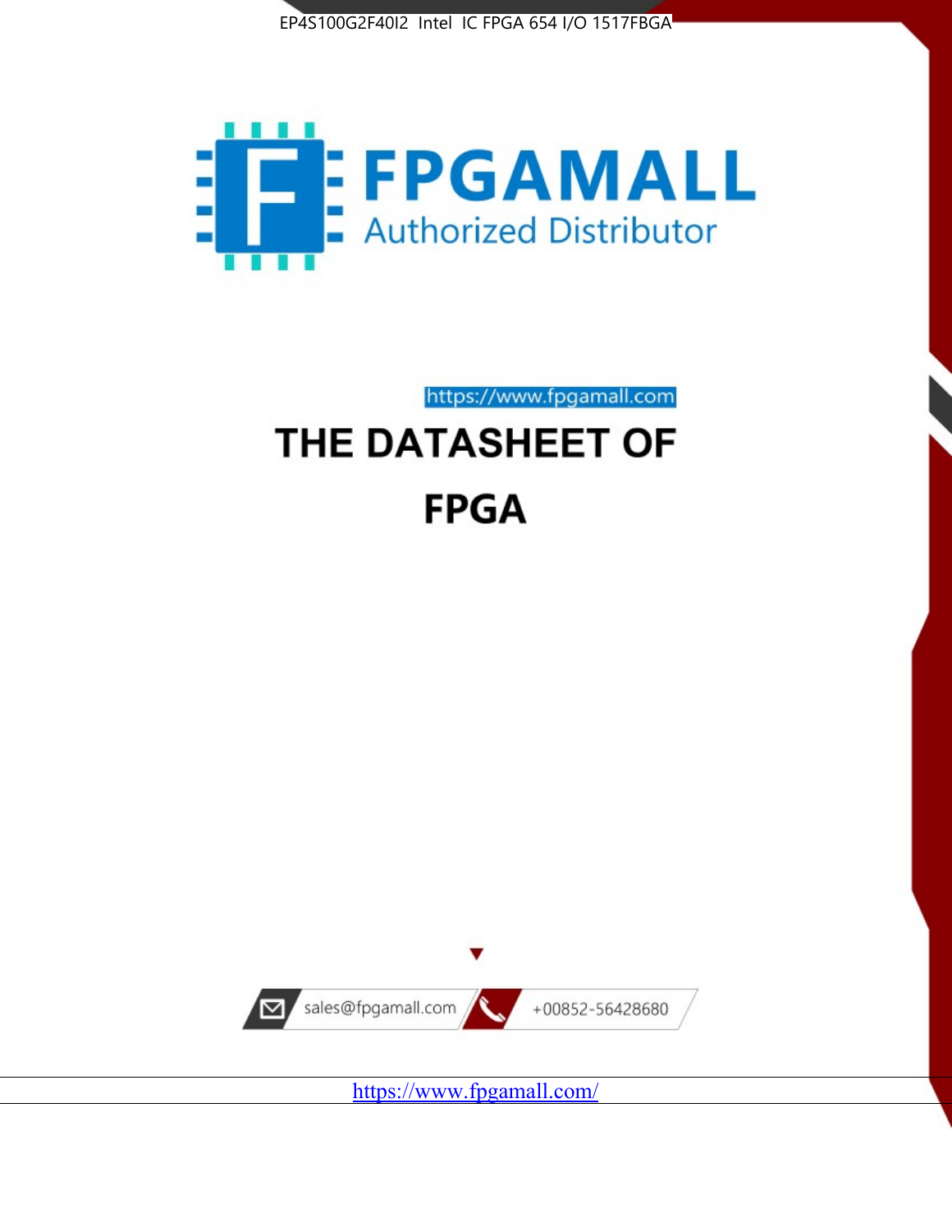EP4S100G2F40I2 Intel IC FPGA 654 I/O 1517FBGA

FPGAMALL

Authorized Distributor

https://www.fpgamall.com

# THE DATASHEET OF

# FPGA

sales@fpgamall.com

+00852-56428680

https://www.fpgamall.com/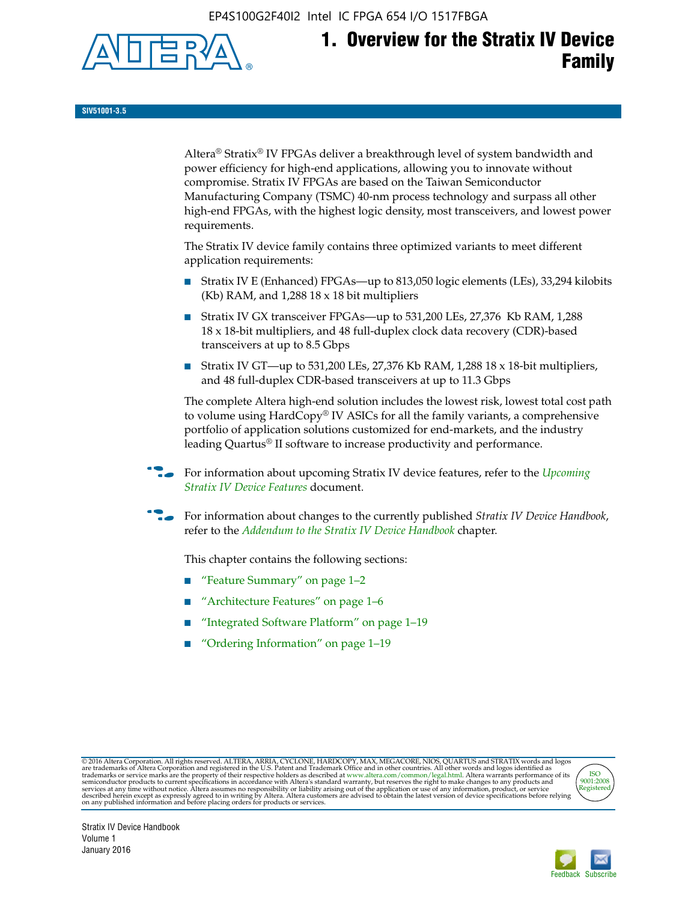# 1. Overview for the Stratix IV Device Family

SIV51001-3.5

Altera® Stratix® IV FPGAs deliver a breakthrough level of system bandwidth and power efficiency for high-end applications, allowing you to innovate without compromise. Stratix IV FPGAs are based on the Taiwan Semiconductor Manufacturing Company (TSMC) 40-nm process technology and surpass all other high-end FPGAs, with the highest logic density, most transceivers, and lowest power requirements.

The Stratix IV device family contains three optimized variants to meet different application requirements:

- Stratix IV E (Enhanced) FPGAs—up to 813,050 logic elements (LEs), 33,294 kilobits (Kb) RAM, and 1,288 18 x 18 bit multipliers
- Stratix IV GX transceiver FPGAs—up to 531,200 LEs, 27,376 Kb RAM, 1,288 18 x 18-bit multipliers, and 48 full-duplex clock data recovery (CDR)-based transceivers at up to 8.5 Gbps
- Stratix IV GT—up to 531,200 LEs, 27,376 Kb RAM, 1,288 18 x 18-bit multipliers, and 48 full-duplex CDR-based transceivers at up to 11.3 Gbps

The complete Altera high-end solution includes the lowest risk, lowest total cost path to volume using HardCopy® IV ASICs for all the family variants, a comprehensive portfolio of application solutions customized for end-markets, and the industry leading Quartus® II software to increase productivity and performance.

For information about upcoming Stratix IV device features, refer to the *Upcoming Stratix IV Device Features* document.

For information about changes to the currently published *Stratix IV Device Handbook*, refer to the *Addendum to the Stratix IV Device Handbook* chapter.

This chapter contains the following sections:

- "Feature Summary" on page 1–2
- "Architecture Features" on page 1–6
- "Integrated Software Platform" on page 1–19
- "Ordering Information" on page 1–19

© 2016 Altera Corporation. All rights reserved. ALTERA, ARRIA, CYCLONE, HARDCOPY, MAX, MEGACORE, NIOS, QUARTUS and STRATIX words and logos are trademarks of Altera Corporation and registered in the U.S. Patent and Trademark Office and in other countries. All other words and logos identified as trademarks or service marks are the property of their respective holders as described at www.altera.com/common/legal.html. Altera warrants performance of its semiconductor products to current specifications in accordance with Altera's standard warranty, but reserves the right to make changes to any products and services at any time without notice. Altera assumes no responsibility or liability arising out of the application or use of any information, product, or service described herein except as expressly agreed to in writing by Altera. Altera customers are advised to obtain the latest version of device specifications before relying on any published information and before placing orders for products or services.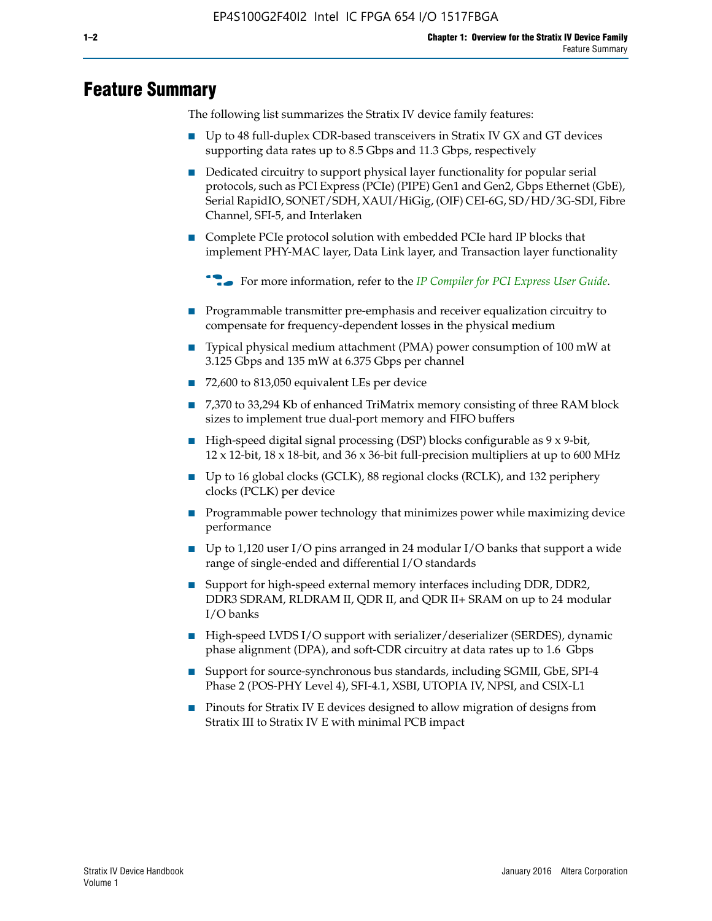# Feature Summary

The following list summarizes the Stratix IV device family features:

- Up to 48 full-duplex CDR-based transceivers in Stratix IV GX and GT devices supporting data rates up to 8.5 Gbps and 11.3 Gbps, respectively
- Dedicated circuitry to support physical layer functionality for popular serial protocols, such as PCI Express (PCIe) (PIPE) Gen1 and Gen2, Gbps Ethernet (GbE), Serial RapidIO, SONET/SDH, XAUI/HiGig, (OIF) CEI-6G, SD/HD/3G-SDI, Fibre Channel, SFI-5, and Interlaken
- Complete PCIe protocol solution with embedded PCIe hard IP blocks that implement PHY-MAC layer, Data Link layer, and Transaction layer functionality

  For more information, refer to the *IP Compiler for PCI Express User Guide*.

- Programmable transmitter pre-emphasis and receiver equalization circuitry to compensate for frequency-dependent losses in the physical medium
- Typical physical medium attachment (PMA) power consumption of 100 mW at 3.125 Gbps and 135 mW at 6.375 Gbps per channel
- 72,600 to 813,050 equivalent LEs per device
- 7,370 to 33,294 Kb of enhanced TriMatrix memory consisting of three RAM block sizes to implement true dual-port memory and FIFO buffers
- High-speed digital signal processing (DSP) blocks configurable as 9 x 9-bit, 12 x 12-bit, 18 x 18-bit, and 36 x 36-bit full-precision multipliers at up to 600 MHz
- Up to 16 global clocks (GCLK), 88 regional clocks (RCLK), and 132 periphery clocks (PCLK) per device
- Programmable power technology that minimizes power while maximizing device performance
- Up to 1,120 user I/O pins arranged in 24 modular I/O banks that support a wide range of single-ended and differential I/O standards
- Support for high-speed external memory interfaces including DDR, DDR2, DDR3 SDRAM, RLDRAM II, QDR II, and QDR II+ SRAM on up to 24 modular I/O banks
- High-speed LVDS I/O support with serializer/deserializer (SERDES), dynamic phase alignment (DPA), and soft-CDR circuitry at data rates up to 1.6 Gbps
- Support for source-synchronous bus standards, including SGMII, GbE, SPI-4 Phase 2 (POS-PHY Level 4), SFI-4.1, XSBI, UTOPIA IV, NPSI, and CSIX-L1
- Pinouts for Stratix IV E devices designed to allow migration of designs from Stratix III to Stratix IV E with minimal PCB impact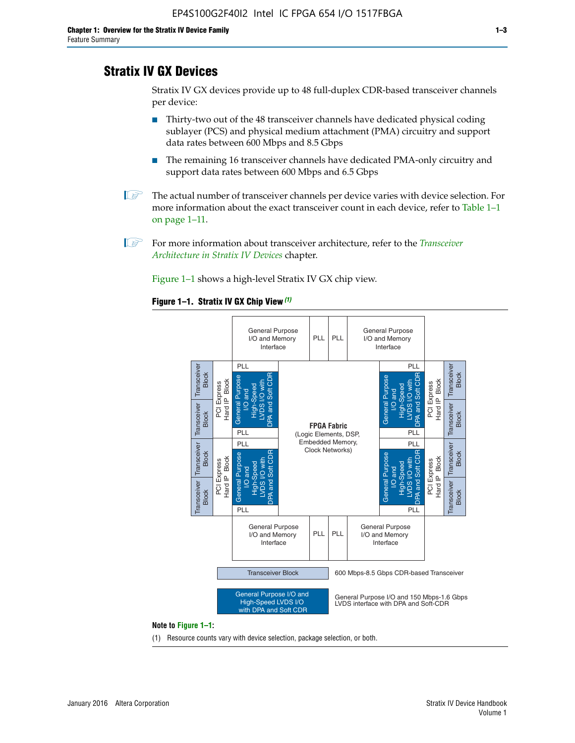## Stratix IV GX Devices

Stratix IV GX devices provide up to 48 full-duplex CDR-based transceiver channels per device:

- Thirty-two out of the 48 transceiver channels have dedicated physical coding sublayer (PCS) and physical medium attachment (PMA) circuitry and support data rates between 600 Mbps and 8.5 Gbps
- The remaining 16 transceiver channels have dedicated PMA-only circuitry and support data rates between 600 Mbps and 6.5 Gbps

The actual number of transceiver channels per device varies with device selection. For more information about the exact transceiver count in each device, refer to Table 1–1 on page 1–11.

For more information about transceiver architecture, refer to the *Transceiver Architecture in Stratix IV Devices* chapter.

Figure 1–1 shows a high-level Stratix IV GX chip view.

**Figure 1–1. Stratix IV GX Chip View** *(1)*

Transceiver Block — 600 Mbps-8.5 Gbps CDR-based Transceiver

General Purpose I/O and High-Speed LVDS I/O with DPA and Soft CDR — General Purpose I/O and 150 Mbps-1.6 Gbps LVDS interface with DPA and Soft-CDR

**Note to Figure 1–1:**

(1) Resource counts vary with device selection, package selection, or both.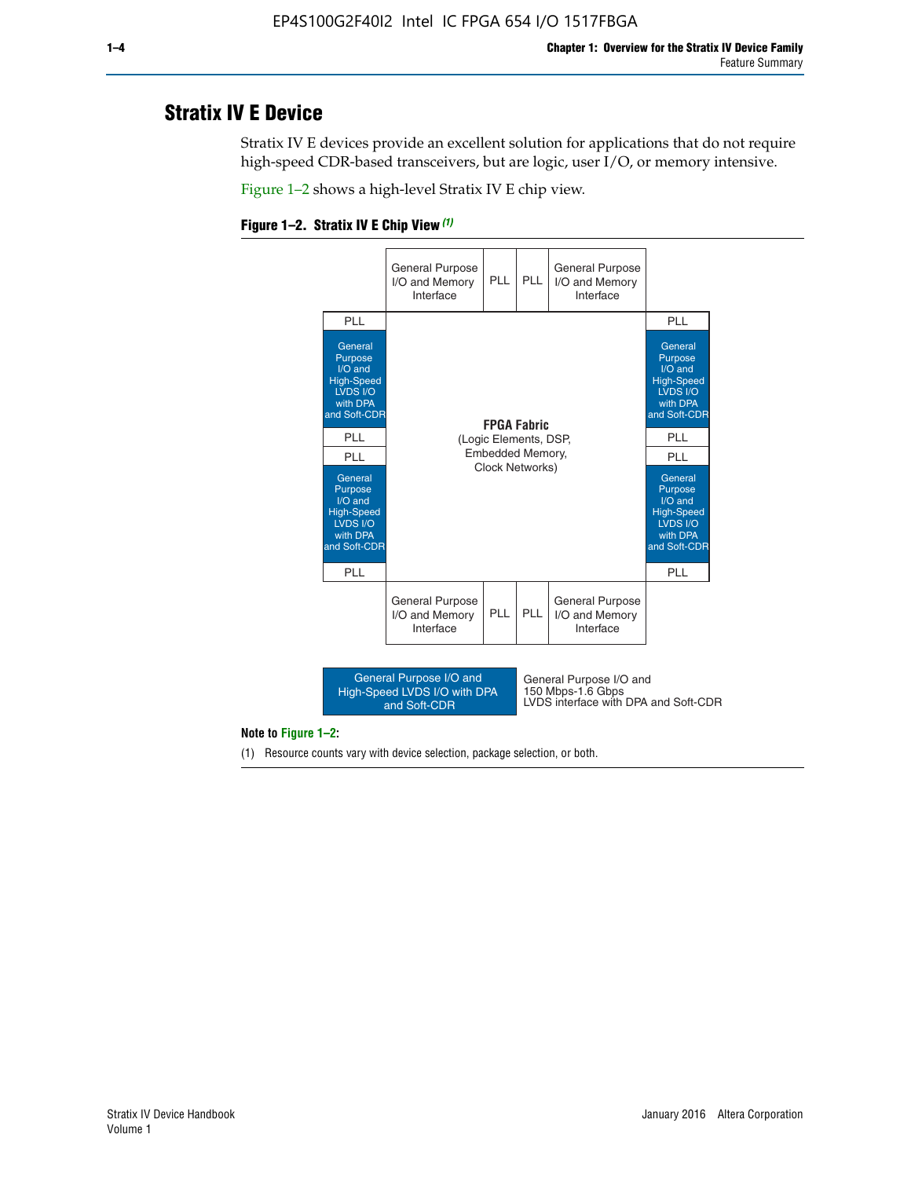## Stratix IV E Device

Stratix IV E devices provide an excellent solution for applications that do not require high-speed CDR-based transceivers, but are logic, user I/O, or memory intensive.

Figure 1–2 shows a high-level Stratix IV E chip view.

**Figure 1–2. Stratix IV E Chip View** *(1)*

| | General Purpose I/O and Memory Interface | PLL | PLL | General Purpose I/O and Memory Interface | |
|---|---|---|---|---|---|
| PLL | | | | | PLL |
| General Purpose I/O and High-Speed LVDS I/O with DPA and Soft-CDR | | | | | General Purpose I/O and High-Speed LVDS I/O with DPA and Soft-CDR |
| PLL | | | | | PLL |
| PLL | | **FPGA Fabric** (Logic Elements, DSP, Embedded Memory, Clock Networks) | | | PLL |
| General Purpose I/O and High-Speed LVDS I/O with DPA and Soft-CDR | | | | | General Purpose I/O and High-Speed LVDS I/O with DPA and Soft-CDR |
| PLL | | | | | PLL |
| | General Purpose I/O and Memory Interface | PLL | PLL | General Purpose I/O and Memory Interface | |

Legend: General Purpose I/O and High-Speed LVDS I/O with DPA and Soft-CDR — General Purpose I/O and 150 Mbps-1.6 Gbps LVDS interface with DPA and Soft-CDR

**Note to Figure 1–2:**

(1) Resource counts vary with device selection, package selection, or both.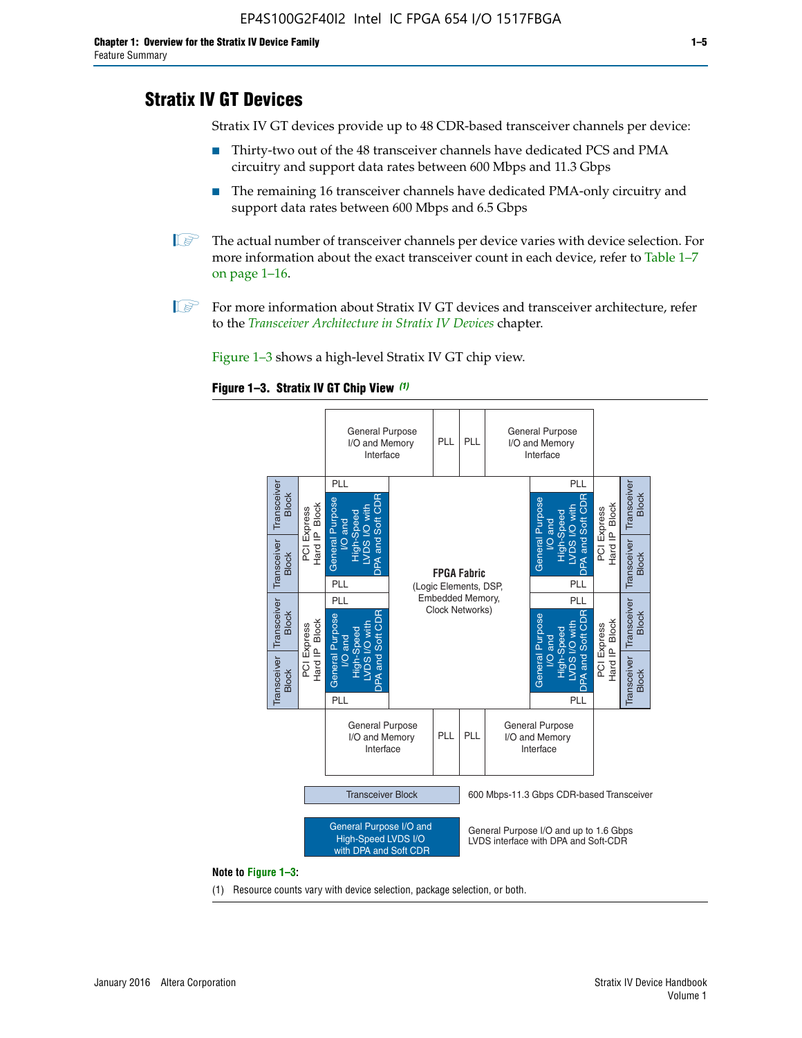## Stratix IV GT Devices

Stratix IV GT devices provide up to 48 CDR-based transceiver channels per device:

- Thirty-two out of the 48 transceiver channels have dedicated PCS and PMA circuitry and support data rates between 600 Mbps and 11.3 Gbps
- The remaining 16 transceiver channels have dedicated PMA-only circuitry and support data rates between 600 Mbps and 6.5 Gbps

The actual number of transceiver channels per device varies with device selection. For more information about the exact transceiver count in each device, refer to Table 1–7 on page 1–16.

For more information about Stratix IV GT devices and transceiver architecture, refer to the *Transceiver Architecture in Stratix IV Devices* chapter.

Figure 1–3 shows a high-level Stratix IV GT chip view.

**Figure 1–3. Stratix IV GT Chip View** *(1)*

**Note to Figure 1–3:**

(1) Resource counts vary with device selection, package selection, or both.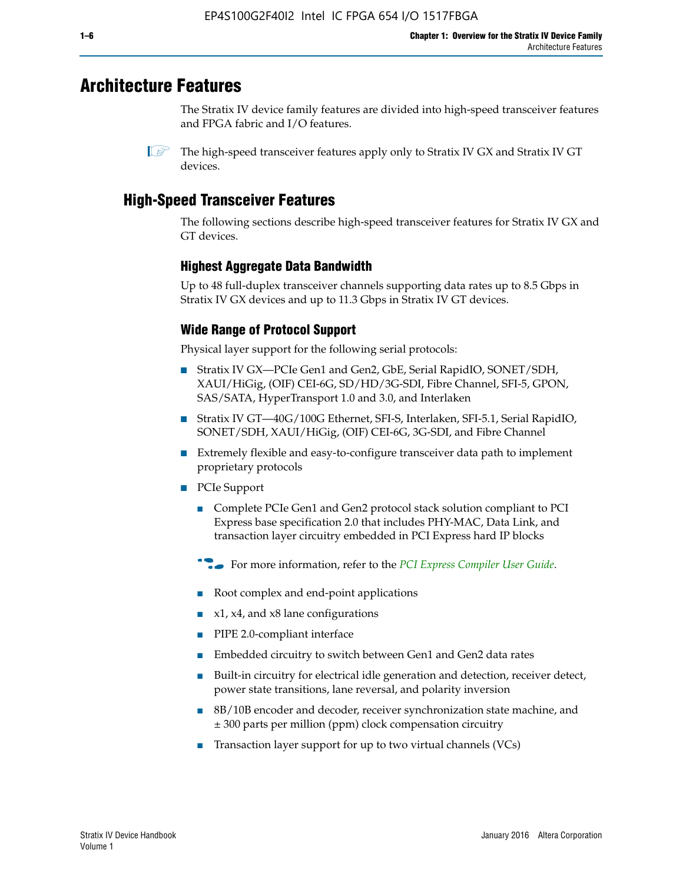# Architecture Features

The Stratix IV device family features are divided into high-speed transceiver features and FPGA fabric and I/O features.

The high-speed transceiver features apply only to Stratix IV GX and Stratix IV GT devices.

## High-Speed Transceiver Features

The following sections describe high-speed transceiver features for Stratix IV GX and GT devices.

### Highest Aggregate Data Bandwidth

Up to 48 full-duplex transceiver channels supporting data rates up to 8.5 Gbps in Stratix IV GX devices and up to 11.3 Gbps in Stratix IV GT devices.

### Wide Range of Protocol Support

Physical layer support for the following serial protocols:

- Stratix IV GX—PCIe Gen1 and Gen2, GbE, Serial RapidIO, SONET/SDH, XAUI/HiGig, (OIF) CEI-6G, SD/HD/3G-SDI, Fibre Channel, SFI-5, GPON, SAS/SATA, HyperTransport 1.0 and 3.0, and Interlaken
- Stratix IV GT—40G/100G Ethernet, SFI-S, Interlaken, SFI-5.1, Serial RapidIO, SONET/SDH, XAUI/HiGig, (OIF) CEI-6G, 3G-SDI, and Fibre Channel
- Extremely flexible and easy-to-configure transceiver data path to implement proprietary protocols
- PCIe Support
  - Complete PCIe Gen1 and Gen2 protocol stack solution compliant to PCI Express base specification 2.0 that includes PHY-MAC, Data Link, and transaction layer circuitry embedded in PCI Express hard IP blocks

  For more information, refer to the *PCI Express Compiler User Guide*.

  - Root complex and end-point applications
  - x1, x4, and x8 lane configurations
  - PIPE 2.0-compliant interface
  - Embedded circuitry to switch between Gen1 and Gen2 data rates
  - Built-in circuitry for electrical idle generation and detection, receiver detect, power state transitions, lane reversal, and polarity inversion
  - 8B/10B encoder and decoder, receiver synchronization state machine, and ± 300 parts per million (ppm) clock compensation circuitry
  - Transaction layer support for up to two virtual channels (VCs)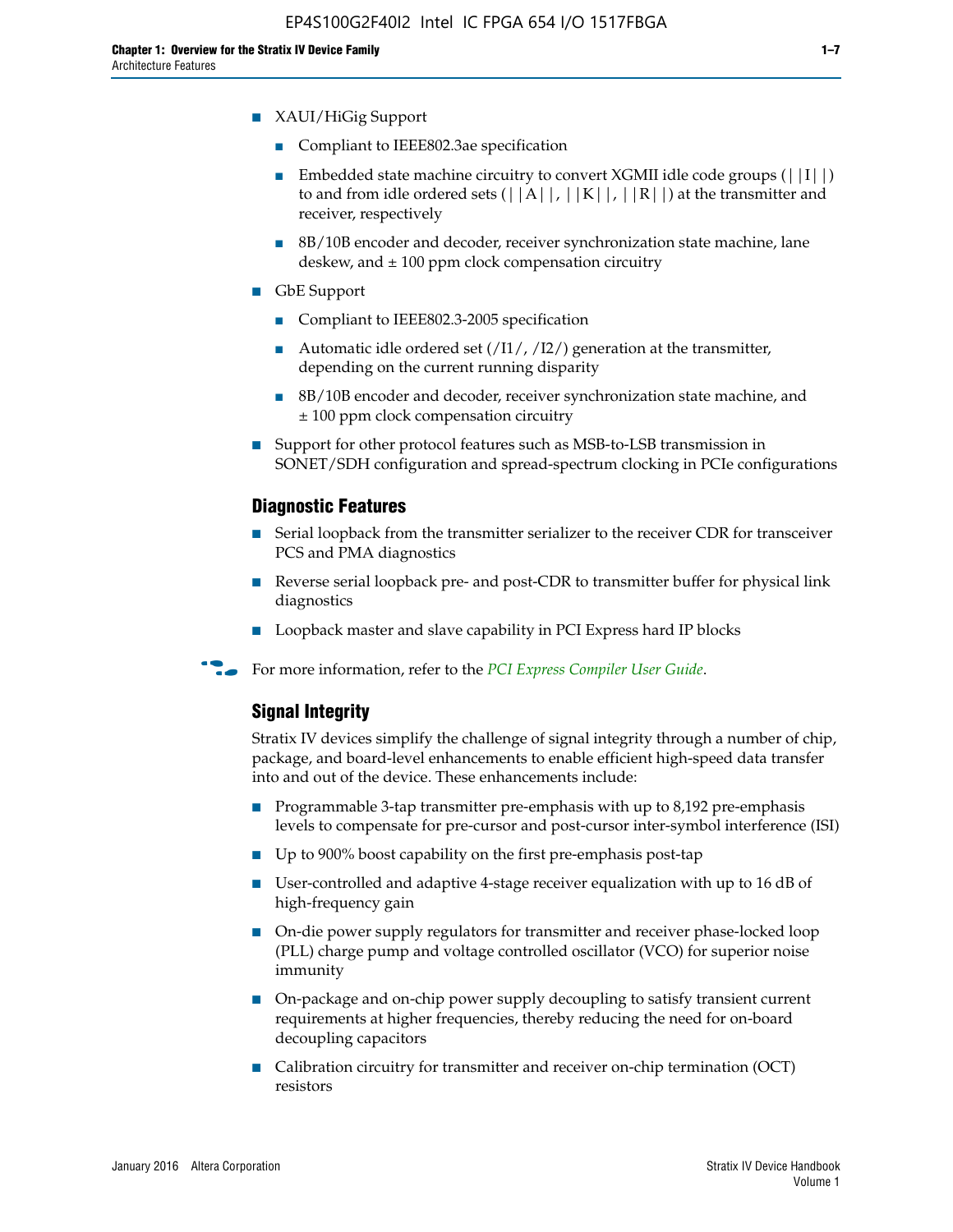- XAUI/HiGig Support
  - Compliant to IEEE802.3ae specification
  - Embedded state machine circuitry to convert XGMII idle code groups (||I||) to and from idle ordered sets (||A||, ||K||, ||R||) at the transmitter and receiver, respectively
  - 8B/10B encoder and decoder, receiver synchronization state machine, lane deskew, and ± 100 ppm clock compensation circuitry
- GbE Support
  - Compliant to IEEE802.3-2005 specification
  - Automatic idle ordered set (/I1/, /I2/) generation at the transmitter, depending on the current running disparity
  - 8B/10B encoder and decoder, receiver synchronization state machine, and ± 100 ppm clock compensation circuitry
- Support for other protocol features such as MSB-to-LSB transmission in SONET/SDH configuration and spread-spectrum clocking in PCIe configurations

### Diagnostic Features

- Serial loopback from the transmitter serializer to the receiver CDR for transceiver PCS and PMA diagnostics
- Reverse serial loopback pre- and post-CDR to transmitter buffer for physical link diagnostics
- Loopback master and slave capability in PCI Express hard IP blocks

For more information, refer to the *PCI Express Compiler User Guide*.

### Signal Integrity

Stratix IV devices simplify the challenge of signal integrity through a number of chip, package, and board-level enhancements to enable efficient high-speed data transfer into and out of the device. These enhancements include:

- Programmable 3-tap transmitter pre-emphasis with up to 8,192 pre-emphasis levels to compensate for pre-cursor and post-cursor inter-symbol interference (ISI)
- Up to 900% boost capability on the first pre-emphasis post-tap
- User-controlled and adaptive 4-stage receiver equalization with up to 16 dB of high-frequency gain
- On-die power supply regulators for transmitter and receiver phase-locked loop (PLL) charge pump and voltage controlled oscillator (VCO) for superior noise immunity
- On-package and on-chip power supply decoupling to satisfy transient current requirements at higher frequencies, thereby reducing the need for on-board decoupling capacitors
- Calibration circuitry for transmitter and receiver on-chip termination (OCT) resistors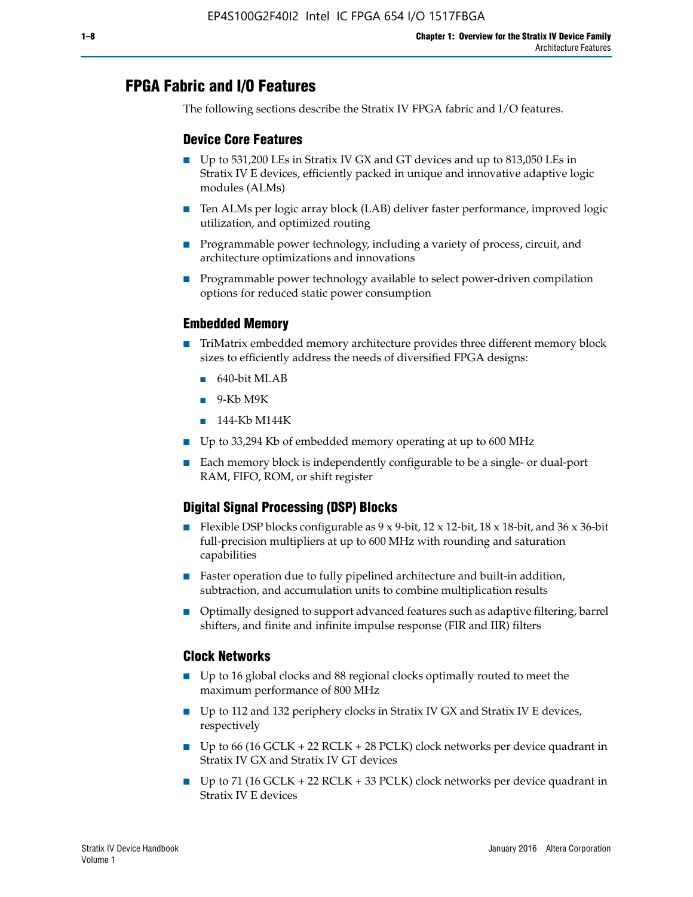## FPGA Fabric and I/O Features

The following sections describe the Stratix IV FPGA fabric and I/O features.

### Device Core Features

- Up to 531,200 LEs in Stratix IV GX and GT devices and up to 813,050 LEs in Stratix IV E devices, efficiently packed in unique and innovative adaptive logic modules (ALMs)
- Ten ALMs per logic array block (LAB) deliver faster performance, improved logic utilization, and optimized routing
- Programmable power technology, including a variety of process, circuit, and architecture optimizations and innovations
- Programmable power technology available to select power-driven compilation options for reduced static power consumption

### Embedded Memory

- TriMatrix embedded memory architecture provides three different memory block sizes to efficiently address the needs of diversified FPGA designs:
  - 640-bit MLAB
  - 9-Kb M9K
  - 144-Kb M144K
- Up to 33,294 Kb of embedded memory operating at up to 600 MHz
- Each memory block is independently configurable to be a single- or dual-port RAM, FIFO, ROM, or shift register

### Digital Signal Processing (DSP) Blocks

- Flexible DSP blocks configurable as 9 x 9-bit, 12 x 12-bit, 18 x 18-bit, and 36 x 36-bit full-precision multipliers at up to 600 MHz with rounding and saturation capabilities
- Faster operation due to fully pipelined architecture and built-in addition, subtraction, and accumulation units to combine multiplication results
- Optimally designed to support advanced features such as adaptive filtering, barrel shifters, and finite and infinite impulse response (FIR and IIR) filters

### Clock Networks

- Up to 16 global clocks and 88 regional clocks optimally routed to meet the maximum performance of 800 MHz
- Up to 112 and 132 periphery clocks in Stratix IV GX and Stratix IV E devices, respectively
- Up to 66 (16 GCLK + 22 RCLK + 28 PCLK) clock networks per device quadrant in Stratix IV GX and Stratix IV GT devices
- Up to 71 (16 GCLK + 22 RCLK + 33 PCLK) clock networks per device quadrant in Stratix IV E devices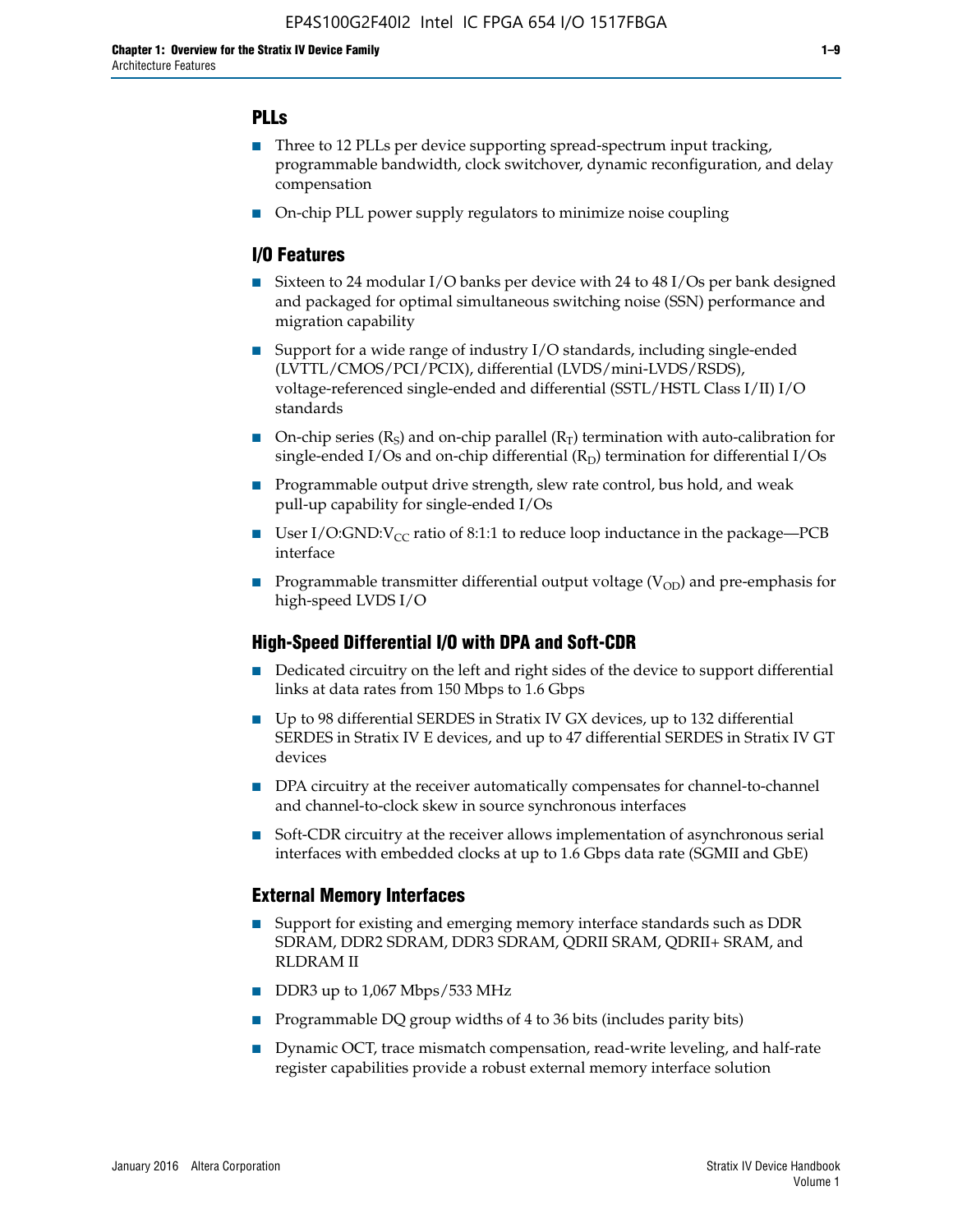## PLLs

- Three to 12 PLLs per device supporting spread-spectrum input tracking, programmable bandwidth, clock switchover, dynamic reconfiguration, and delay compensation
- On-chip PLL power supply regulators to minimize noise coupling

## I/O Features

- Sixteen to 24 modular I/O banks per device with 24 to 48 I/Os per bank designed and packaged for optimal simultaneous switching noise (SSN) performance and migration capability
- Support for a wide range of industry I/O standards, including single-ended (LVTTL/CMOS/PCI/PCIX), differential (LVDS/mini-LVDS/RSDS), voltage-referenced single-ended and differential (SSTL/HSTL Class I/II) I/O standards
- On-chip series ($R_S$) and on-chip parallel ($R_T$) termination with auto-calibration for single-ended I/Os and on-chip differential ($R_D$) termination for differential I/Os
- Programmable output drive strength, slew rate control, bus hold, and weak pull-up capability for single-ended I/Os
- User I/O:GND:$V_{CC}$ ratio of 8:1:1 to reduce loop inductance in the package—PCB interface
- Programmable transmitter differential output voltage ($V_{OD}$) and pre-emphasis for high-speed LVDS I/O

## High-Speed Differential I/O with DPA and Soft-CDR

- Dedicated circuitry on the left and right sides of the device to support differential links at data rates from 150 Mbps to 1.6 Gbps
- Up to 98 differential SERDES in Stratix IV GX devices, up to 132 differential SERDES in Stratix IV E devices, and up to 47 differential SERDES in Stratix IV GT devices
- DPA circuitry at the receiver automatically compensates for channel-to-channel and channel-to-clock skew in source synchronous interfaces
- Soft-CDR circuitry at the receiver allows implementation of asynchronous serial interfaces with embedded clocks at up to 1.6 Gbps data rate (SGMII and GbE)

## External Memory Interfaces

- Support for existing and emerging memory interface standards such as DDR SDRAM, DDR2 SDRAM, DDR3 SDRAM, QDRII SRAM, QDRII+ SRAM, and RLDRAM II
- DDR3 up to 1,067 Mbps/533 MHz
- Programmable DQ group widths of 4 to 36 bits (includes parity bits)
- Dynamic OCT, trace mismatch compensation, read-write leveling, and half-rate register capabilities provide a robust external memory interface solution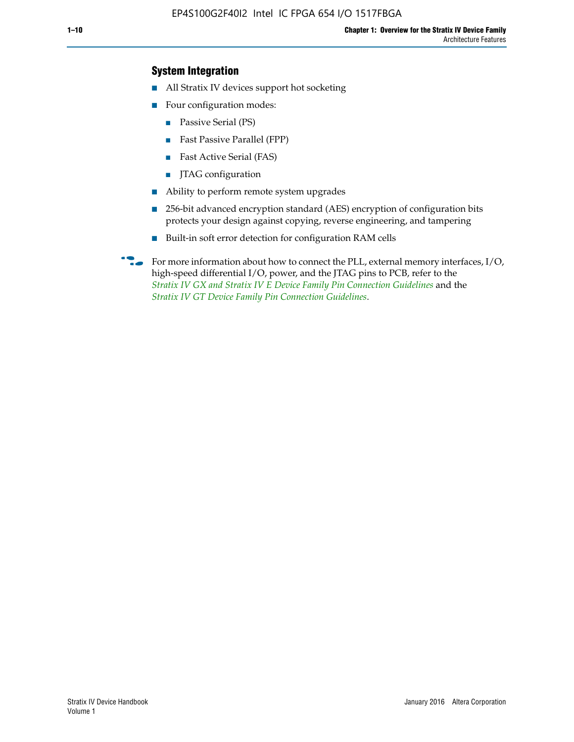### System Integration

- All Stratix IV devices support hot socketing
- Four configuration modes:
  - Passive Serial (PS)
  - Fast Passive Parallel (FPP)
  - Fast Active Serial (FAS)
  - JTAG configuration
- Ability to perform remote system upgrades
- 256-bit advanced encryption standard (AES) encryption of configuration bits protects your design against copying, reverse engineering, and tampering
- Built-in soft error detection for configuration RAM cells

For more information about how to connect the PLL, external memory interfaces, I/O, high-speed differential I/O, power, and the JTAG pins to PCB, refer to the *Stratix IV GX and Stratix IV E Device Family Pin Connection Guidelines* and the *Stratix IV GT Device Family Pin Connection Guidelines*.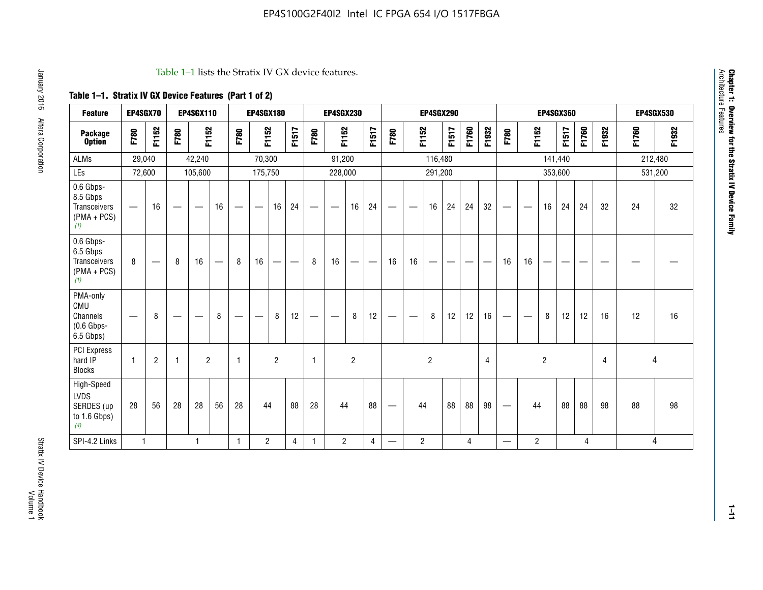Table 1–1 lists the Stratix IV GX device features.

**Table 1–1. Stratix IV GX Device Features (Part 1 of 2)**

| Feature | EP4SGX70 | | EP4SGX110 | | | EP4SGX180 | | | | EP4SGX230 | | | | EP4SGX290 | | | | | | EP4SGX360 | | | | | | EP4SGX530 | |
|---|---|---|---|---|---|---|---|---|---|---|---|---|---|---|---|---|---|---|---|---|---|---|---|---|---|---|---|
| **Package Option** | F780 | F1152 | F780 | F1152 | | F780 | F1152 | | F1517 | F780 | F1152 | | F1517 | F780 | F1152 | | F1517 | F1760 | F1932 | F780 | F1152 | | F1517 | F1760 | F1932 | F1760 | F1932 |
| ALMs | 29,040 | | 42,240 | | | 70,300 | | | | 91,200 | | | | 116,480 | | | | | | 141,440 | | | | | | 212,480 | |
| LEs | 72,600 | | 105,600 | | | 175,750 | | | | 228,000 | | | | 291,200 | | | | | | 353,600 | | | | | | 531,200 | |
| 0.6 Gbps-8.5 Gbps Transceivers (PMA + PCS) (1) | — | 16 | — | — | 16 | — | — | 16 | 24 | — | — | 16 | 24 | — | — | 16 | 24 | 24 | 32 | — | — | 16 | 24 | 24 | 32 | 24 | 32 |
| 0.6 Gbps-6.5 Gbps Transceivers (PMA + PCS) (1) | 8 | — | 8 | 16 | — | 8 | 16 | — | — | 8 | 16 | — | — | 16 | 16 | — | — | — | — | 16 | 16 | — | — | — | — | — | — |
| PMA-only CMU Channels (0.6 Gbps-6.5 Gbps) | — | 8 | — | — | 8 | — | — | 8 | 12 | — | — | 8 | 12 | — | — | 8 | 12 | 12 | 16 | — | — | 8 | 12 | 12 | 16 | 12 | 16 |
| PCI Express hard IP Blocks | 1 | 2 | 1 | 2 | | 1 | 2 | | | 1 | 2 | | | 2 | | | | | 4 | 2 | | | | | 4 | 4 | |
| High-Speed LVDS SERDES (up to 1.6 Gbps) (4) | 28 | 56 | 28 | 28 | 56 | 28 | 44 | | 88 | 28 | 44 | | 88 | — | 44 | | 88 | 88 | 98 | — | 44 | | 88 | 88 | 98 | 88 | 98 |
| SPI-4.2 Links | 1 | | 1 | | | 1 | 2 | | 4 | 1 | 2 | | 4 | — | 2 | | 4 | | | — | 2 | | 4 | | | 4 | |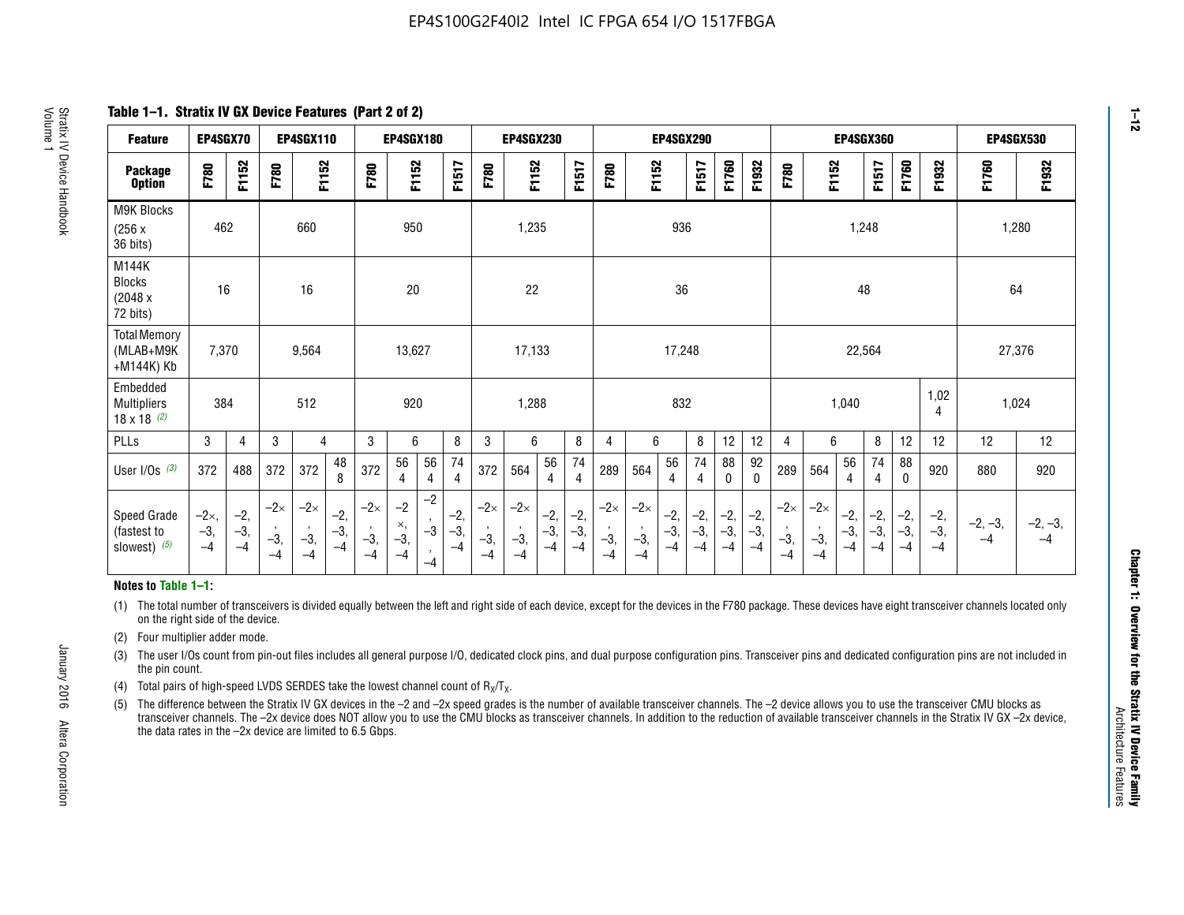## Table 1–1. Stratix IV GX Device Features (Part 2 of 2)

| Feature | EP4SGX70 | | EP4SGX110 | | | EP4SGX180 | | | | EP4SGX230 | | | | EP4SGX290 | | | | | | EP4SGX360 | | | | | | EP4SGX530 | |
|---|---|---|---|---|---|---|---|---|---|---|---|---|---|---|---|---|---|---|---|---|---|---|---|---|---|---|---|
| Package Option | F780 | F1152 | F780 | F1152 | | F780 | F1152 | | F1517 | F780 | F1152 | | F1517 | F780 | F1152 | | F1517 | F1760 | F1932 | F780 | F1152 | | F1517 | F1760 | F1932 | F1760 | F1932 |
| M9K Blocks (256 x 36 bits) | 462 | | 660 | | | 950 | | | | 1,235 | | | | 936 | | | | | | 1,248 | | | | | | 1,280 | |
| M144K Blocks (2048 x 72 bits) | 16 | | 16 | | | 20 | | | | 22 | | | | 36 | | | | | | 48 | | | | | | 64 | |
| Total Memory (MLAB+M9K +M144K) Kb | 7,370 | | 9,564 | | | 13,627 | | | | 17,133 | | | | 17,248 | | | | | | 22,564 | | | | | | 27,376 | |
| Embedded Multipliers 18 x 18 (2) | 384 | | 512 | | | 920 | | | | 1,288 | | | | 832 | | | | | | 1,040 | | | | | 1,024 | 1,024 | |
| PLLs | 3 | 4 | 3 | 4 | | 3 | 6 | | 8 | 3 | 6 | | 8 | 4 | 6 | | 8 | 12 | 12 | 4 | 6 | | 8 | 12 | 12 | 12 | 12 |
| User I/Os (3) | 372 | 488 | 372 | 372 | 488 | 372 | 564 | 564 | 744 | 372 | 564 | 564 | 744 | 289 | 564 | 564 | 744 | 880 | 920 | 289 | 564 | 564 | 744 | 880 | 920 | 880 | 920 |
| Speed Grade (fastest to slowest) (5) | –2×, –3, –4 | –2, –3, –4 | –2×, –3, –4 | –2×, –3, –4 | –2, –3, –4 | –2×, –3, –4 | –2×, –3, –4 | –2, –3, –4 | –2, –3, –4 | –2×, –3, –4 | –2×, –3, –4 | –2, –3, –4 | –2, –3, –4 | –2×, –3, –4 | –2×, –3, –4 | –2, –3, –4 | –2, –3, –4 | –2, –3, –4 | –2, –3, –4 | –2×, –3, –4 | –2×, –3, –4 | –2, –3, –4 | –2, –3, –4 | –2, –3, –4 | –2, –3, –4 | –2, –3, –4 | –2, –3, –4 |

**Notes to Table 1–1:**

(1) The total number of transceivers is divided equally between the left and right side of each device, except for the devices in the F780 package. These devices have eight transceiver channels located only on the right side of the device.

(2) Four multiplier adder mode.

(3) The user I/Os count from pin-out files includes all general purpose I/O, dedicated clock pins, and dual purpose configuration pins. Transceiver pins and dedicated configuration pins are not included in the pin count.

(4) Total pairs of high-speed LVDS SERDES take the lowest channel count of $R_X/T_X$.

(5) The difference between the Stratix IV GX devices in the –2 and –2x speed grades is the number of available transceiver channels. The –2 device allows you to use the transceiver CMU blocks as transceiver channels. The –2x device does NOT allow you to use the CMU blocks as transceiver channels. In addition to the reduction of available transceiver channels in the Stratix IV GX –2x device, the data rates in the –2x device are limited to 6.5 Gbps.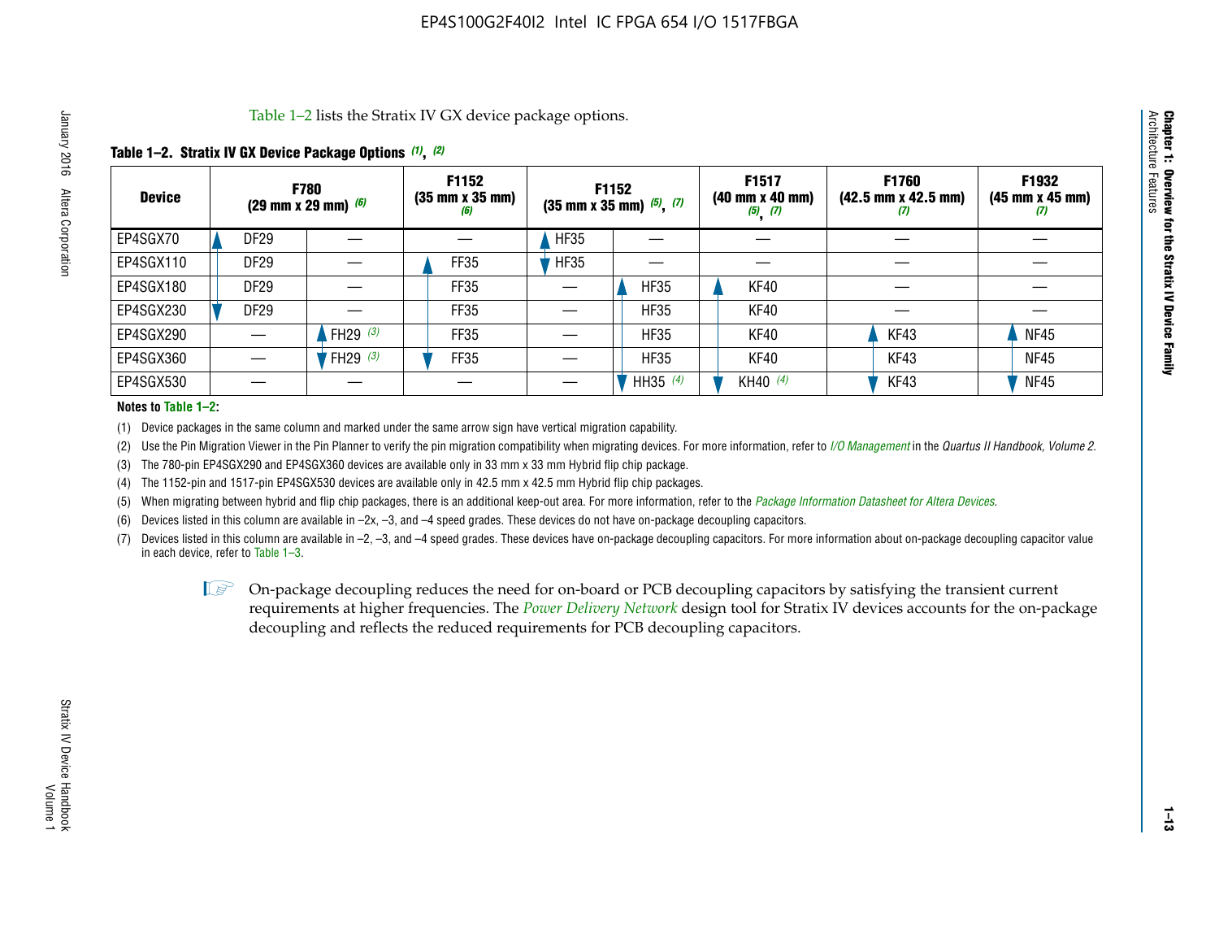Table 1–2 lists the Stratix IV GX device package options.

**Table 1–2. Stratix IV GX Device Package Options (1), (2)**

| Device | F780 (29 mm x 29 mm) (6) | | F1152 (35 mm x 35 mm) (6) | F1152 (35 mm x 35 mm) (5), (7) | | F1517 (40 mm x 40 mm) (5), (7) | F1760 (42.5 mm x 42.5 mm) (7) | F1932 (45 mm x 45 mm) (7) |
|---|---|---|---|---|---|---|---|---|
| EP4SGX70 | DF29 | — | — | HF35 | — | — | — | — |
| EP4SGX110 | DF29 | — | FF35 | HF35 | — | — | — | — |
| EP4SGX180 | DF29 | — | FF35 | — | HF35 | KF40 | — | — |
| EP4SGX230 | DF29 | — | FF35 | — | HF35 | KF40 | — | — |
| EP4SGX290 | — | FH29 (3) | FF35 | — | HF35 | KF40 | KF43 | NF45 |
| EP4SGX360 | — | FH29 (3) | FF35 | — | HF35 | KF40 | KF43 | NF45 |
| EP4SGX530 | — | — | — | — | HH35 (4) | KH40 (4) | KF43 | NF45 |

**Notes to Table 1–2:**

(1) Device packages in the same column and marked under the same arrow sign have vertical migration capability.

(2) Use the Pin Migration Viewer in the Pin Planner to verify the pin migration compatibility when migrating devices. For more information, refer to *I/O Management* in the *Quartus II Handbook, Volume 2*.

(3) The 780-pin EP4SGX290 and EP4SGX360 devices are available only in 33 mm x 33 mm Hybrid flip chip package.

(4) The 1152-pin and 1517-pin EP4SGX530 devices are available only in 42.5 mm x 42.5 mm Hybrid flip chip packages.

(5) When migrating between hybrid and flip chip packages, there is an additional keep-out area. For more information, refer to the *Package Information Datasheet for Altera Devices*.

(6) Devices listed in this column are available in –2x, –3, and –4 speed grades. These devices do not have on-package decoupling capacitors.

(7) Devices listed in this column are available in –2, –3, and –4 speed grades. These devices have on-package decoupling capacitors. For more information about on-package decoupling capacitor value in each device, refer to Table 1–3.

On-package decoupling reduces the need for on-board or PCB decoupling capacitors by satisfying the transient current requirements at higher frequencies. The *Power Delivery Network* design tool for Stratix IV devices accounts for the on-package decoupling and reflects the reduced requirements for PCB decoupling capacitors.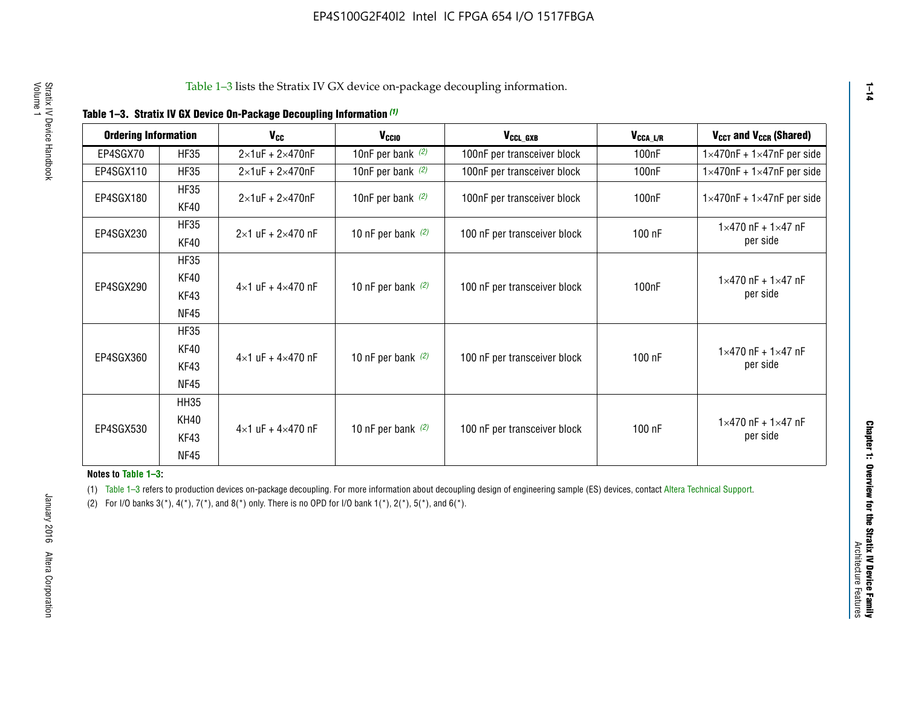Table 1–3 lists the Stratix IV GX device on-package decoupling information.

**Table 1–3. Stratix IV GX Device On-Package Decoupling Information** *(1)*

| Ordering Information | | $V_{CC}$ | $V_{CCIO}$ | $V_{CCL\_GXB}$ | $V_{CCA\_L/R}$ | $V_{CCT}$ and $V_{CCR}$ (Shared) |
|---|---|---|---|---|---|---|
| EP4SGX70 | HF35 | 2×1uF + 2×470nF | 10nF per bank *(2)* | 100nF per transceiver block | 100nF | 1×470nF + 1×47nF per side |
| EP4SGX110 | HF35 | 2×1uF + 2×470nF | 10nF per bank *(2)* | 100nF per transceiver block | 100nF | 1×470nF + 1×47nF per side |
| EP4SGX180 | HF35<br>KF40 | 2×1uF + 2×470nF | 10nF per bank *(2)* | 100nF per transceiver block | 100nF | 1×470nF + 1×47nF per side |
| EP4SGX230 | HF35<br>KF40 | 2×1 uF + 2×470 nF | 10 nF per bank *(2)* | 100 nF per transceiver block | 100 nF | 1×470 nF + 1×47 nF per side |
| EP4SGX290 | HF35<br>KF40<br>KF43<br>NF45 | 4×1 uF + 4×470 nF | 10 nF per bank *(2)* | 100 nF per transceiver block | 100nF | 1×470 nF + 1×47 nF per side |
| EP4SGX360 | HF35<br>KF40<br>KF43<br>NF45 | 4×1 uF + 4×470 nF | 10 nF per bank *(2)* | 100 nF per transceiver block | 100 nF | 1×470 nF + 1×47 nF per side |
| EP4SGX530 | HH35<br>KH40<br>KF43<br>NF45 | 4×1 uF + 4×470 nF | 10 nF per bank *(2)* | 100 nF per transceiver block | 100 nF | 1×470 nF + 1×47 nF per side |

**Notes to Table 1–3:**

(1) Table 1–3 refers to production devices on-package decoupling. For more information about decoupling design of engineering sample (ES) devices, contact Altera Technical Support.

(2) For I/O banks 3(*), 4(*), 7(*), and 8(*) only. There is no OPD for I/O bank 1(*), 2(*), 5(*), and 6(*).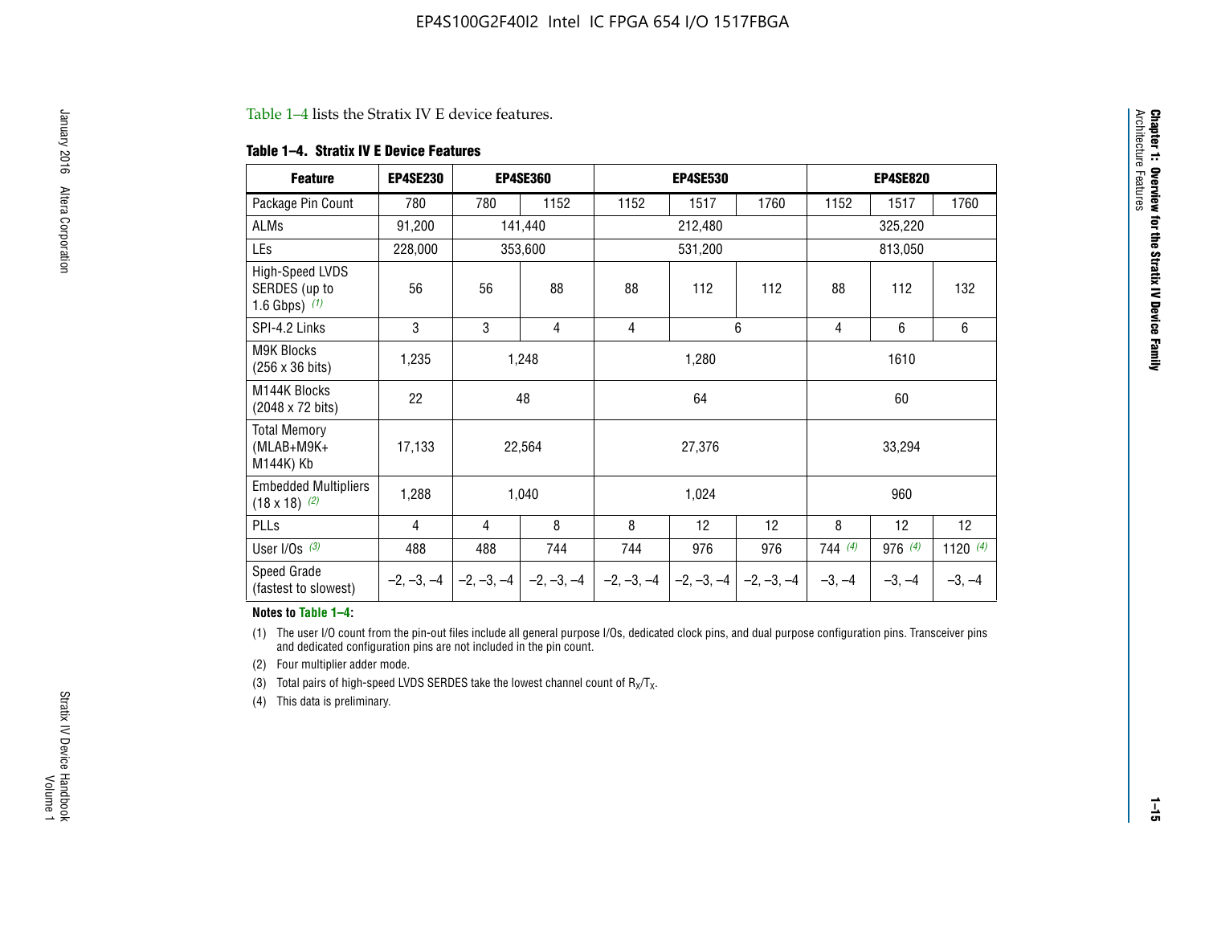Table 1–4 lists the Stratix IV E device features.

**Table 1–4. Stratix IV E Device Features**

| Feature | EP4SE230 | EP4SE360 | | EP4SE530 | | | EP4SE820 | | |
|---|---|---|---|---|---|---|---|---|---|
| Package Pin Count | 780 | 780 | 1152 | 1152 | 1517 | 1760 | 1152 | 1517 | 1760 |
| ALMs | 91,200 | 141,440 | | 212,480 | | | 325,220 | | |
| LEs | 228,000 | 353,600 | | 531,200 | | | 813,050 | | |
| High-Speed LVDS SERDES (up to 1.6 Gbps) *(1)* | 56 | 56 | 88 | 88 | 112 | 112 | 88 | 112 | 132 |
| SPI-4.2 Links | 3 | 3 | 4 | 4 | 6 | | 4 | 6 | 6 |
| M9K Blocks (256 x 36 bits) | 1,235 | 1,248 | | 1,280 | | | 1610 | | |
| M144K Blocks (2048 x 72 bits) | 22 | 48 | | 64 | | | 60 | | |
| Total Memory (MLAB+M9K+ M144K) Kb | 17,133 | 22,564 | | 27,376 | | | 33,294 | | |
| Embedded Multipliers (18 x 18) *(2)* | 1,288 | 1,040 | | 1,024 | | | 960 | | |
| PLLs | 4 | 4 | 8 | 8 | 12 | 12 | 8 | 12 | 12 |
| User I/Os *(3)* | 488 | 488 | 744 | 744 | 976 | 976 | 744 *(4)* | 976 *(4)* | 1120 *(4)* |
| Speed Grade (fastest to slowest) | –2, –3, –4 | –2, –3, –4 | –2, –3, –4 | –2, –3, –4 | –2, –3, –4 | –2, –3, –4 | –3, –4 | –3, –4 | –3, –4 |

**Notes to Table 1–4:**

(1) The user I/O count from the pin-out files include all general purpose I/Os, dedicated clock pins, and dual purpose configuration pins. Transceiver pins and dedicated configuration pins are not included in the pin count.

(2) Four multiplier adder mode.

(3) Total pairs of high-speed LVDS SERDES take the lowest channel count of $R_X/T_X$.

(4) This data is preliminary.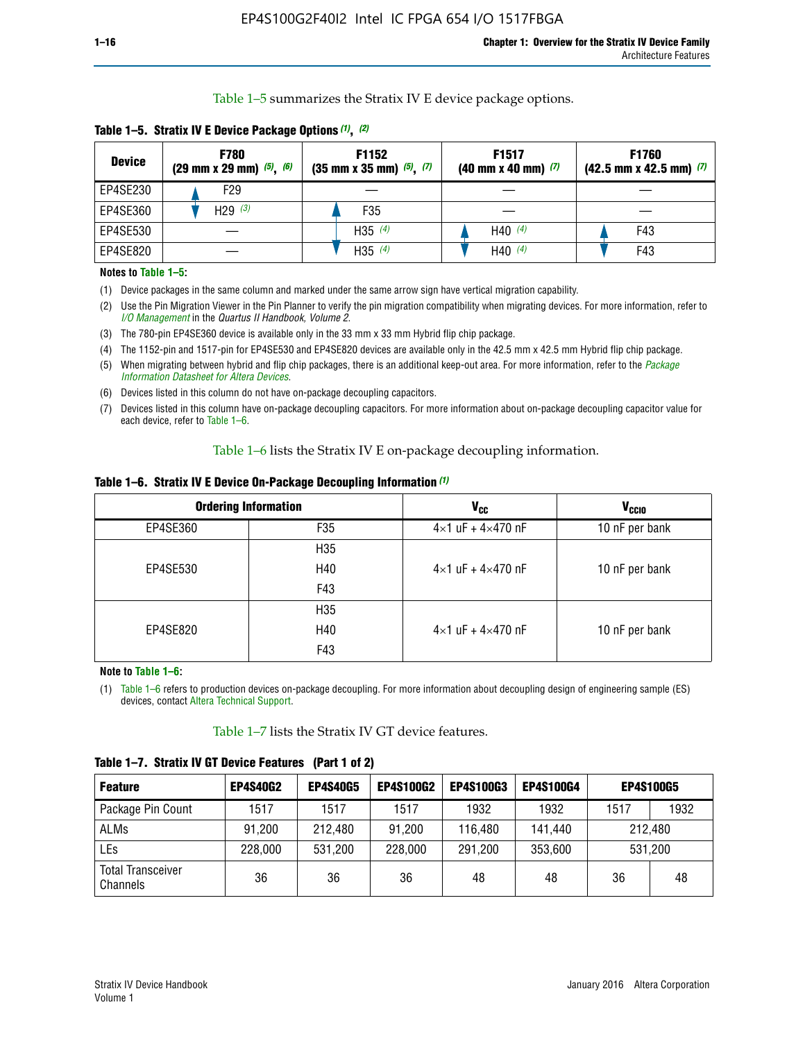Table 1–5 summarizes the Stratix IV E device package options.

**Table 1–5. Stratix IV E Device Package Options** *(1)*, *(2)*

| Device | F780 (29 mm x 29 mm) *(5)*, *(6)* | F1152 (35 mm x 35 mm) *(5)*, *(7)* | F1517 (40 mm x 40 mm) *(7)* | F1760 (42.5 mm x 42.5 mm) *(7)* |
|---|---|---|---|---|
| EP4SE230 | F29 | — | — | — |
| EP4SE360 | H29 *(3)* | F35 | — | — |
| EP4SE530 | — | H35 *(4)* | H40 *(4)* | F43 |
| EP4SE820 | — | H35 *(4)* | H40 *(4)* | F43 |

**Notes to Table 1–5:**

(1) Device packages in the same column and marked under the same arrow sign have vertical migration capability.

(2) Use the Pin Migration Viewer in the Pin Planner to verify the pin migration compatibility when migrating devices. For more information, refer to *I/O Management* in the *Quartus II Handbook, Volume 2*.

(3) The 780-pin EP4SE360 device is available only in the 33 mm x 33 mm Hybrid flip chip package.

(4) The 1152-pin and 1517-pin for EP4SE530 and EP4SE820 devices are available only in the 42.5 mm x 42.5 mm Hybrid flip chip package.

(5) When migrating between hybrid and flip chip packages, there is an additional keep-out area. For more information, refer to the *Package Information Datasheet for Altera Devices*.

(6) Devices listed in this column do not have on-package decoupling capacitors.

(7) Devices listed in this column have on-package decoupling capacitors. For more information about on-package decoupling capacitor value for each device, refer to Table 1–6.

Table 1–6 lists the Stratix IV E on-package decoupling information.

**Table 1–6. Stratix IV E Device On-Package Decoupling Information** *(1)*

| Ordering Information | | $V_{CC}$ | $V_{CCIO}$ |
|---|---|---|---|
| EP4SE360 | F35 | 4×1 uF + 4×470 nF | 10 nF per bank |
| EP4SE530 | H35<br>H40<br>F43 | 4×1 uF + 4×470 nF | 10 nF per bank |
| EP4SE820 | H35<br>H40<br>F43 | 4×1 uF + 4×470 nF | 10 nF per bank |

**Note to Table 1–6:**

(1) Table 1–6 refers to production devices on-package decoupling. For more information about decoupling design of engineering sample (ES) devices, contact Altera Technical Support.

Table 1–7 lists the Stratix IV GT device features.

**Table 1–7. Stratix IV GT Device Features (Part 1 of 2)**

| Feature | EP4S40G2 | EP4S40G5 | EP4S100G2 | EP4S100G3 | EP4S100G4 | EP4S100G5 | |
|---|---|---|---|---|---|---|---|
| Package Pin Count | 1517 | 1517 | 1517 | 1932 | 1932 | 1517 | 1932 |
| ALMs | 91,200 | 212,480 | 91,200 | 116,480 | 141,440 | 212,480 | |
| LEs | 228,000 | 531,200 | 228,000 | 291,200 | 353,600 | 531,200 | |
| Total Transceiver Channels | 36 | 36 | 36 | 48 | 48 | 36 | 48 |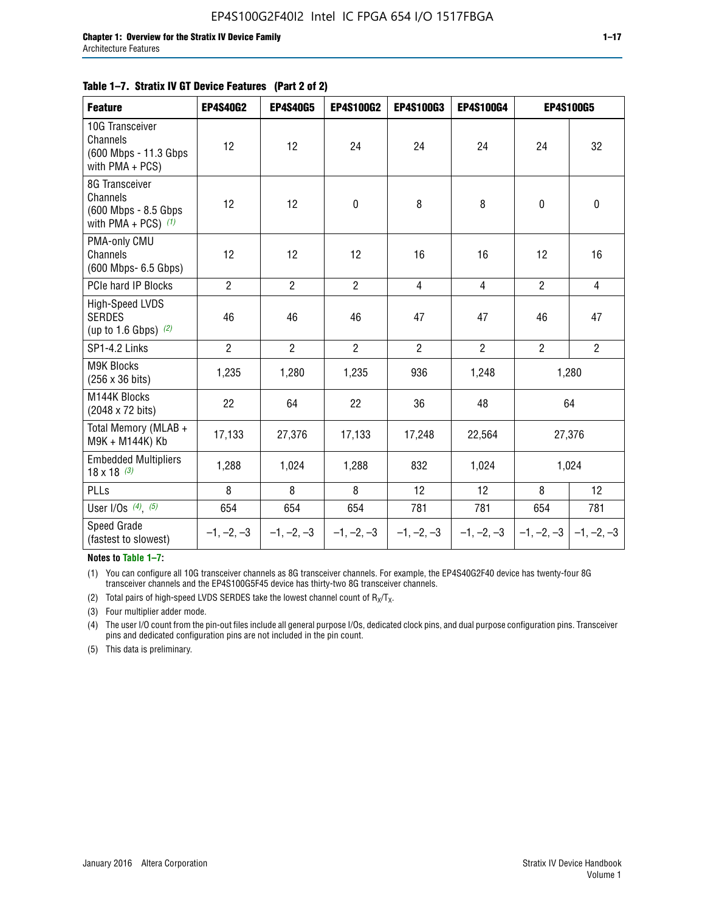**Table 1–7. Stratix IV GT Device Features (Part 2 of 2)**

| Feature | EP4S40G2 | EP4S40G5 | EP4S100G2 | EP4S100G3 | EP4S100G4 | EP4S100G5 | |
|---|---|---|---|---|---|---|---|
| 10G Transceiver Channels (600 Mbps - 11.3 Gbps with PMA + PCS) | 12 | 12 | 24 | 24 | 24 | 24 | 32 |
| 8G Transceiver Channels (600 Mbps - 8.5 Gbps with PMA + PCS) (1) | 12 | 12 | 0 | 8 | 8 | 0 | 0 |
| PMA-only CMU Channels (600 Mbps- 6.5 Gbps) | 12 | 12 | 12 | 16 | 16 | 12 | 16 |
| PCIe hard IP Blocks | 2 | 2 | 2 | 4 | 4 | 2 | 4 |
| High-Speed LVDS SERDES (up to 1.6 Gbps) (2) | 46 | 46 | 46 | 47 | 47 | 46 | 47 |
| SP1-4.2 Links | 2 | 2 | 2 | 2 | 2 | 2 | 2 |
| M9K Blocks (256 x 36 bits) | 1,235 | 1,280 | 1,235 | 936 | 1,248 | 1,280 | |
| M144K Blocks (2048 x 72 bits) | 22 | 64 | 22 | 36 | 48 | 64 | |
| Total Memory (MLAB + M9K + M144K) Kb | 17,133 | 27,376 | 17,133 | 17,248 | 22,564 | 27,376 | |
| Embedded Multipliers 18 x 18 (3) | 1,288 | 1,024 | 1,288 | 832 | 1,024 | 1,024 | |
| PLLs | 8 | 8 | 8 | 12 | 12 | 8 | 12 |
| User I/Os (4), (5) | 654 | 654 | 654 | 781 | 781 | 654 | 781 |
| Speed Grade (fastest to slowest) | –1, –2, –3 | –1, –2, –3 | –1, –2, –3 | –1, –2, –3 | –1, –2, –3 | –1, –2, –3 | –1, –2, –3 |

**Notes to Table 1–7:**

(1) You can configure all 10G transceiver channels as 8G transceiver channels. For example, the EP4S40G2F40 device has twenty-four 8G transceiver channels and the EP4S100G5F45 device has thirty-two 8G transceiver channels.

(2) Total pairs of high-speed LVDS SERDES take the lowest channel count of $R_X/T_X$.

(3) Four multiplier adder mode.

(4) The user I/O count from the pin-out files include all general purpose I/Os, dedicated clock pins, and dual purpose configuration pins. Transceiver pins and dedicated configuration pins are not included in the pin count.

(5) This data is preliminary.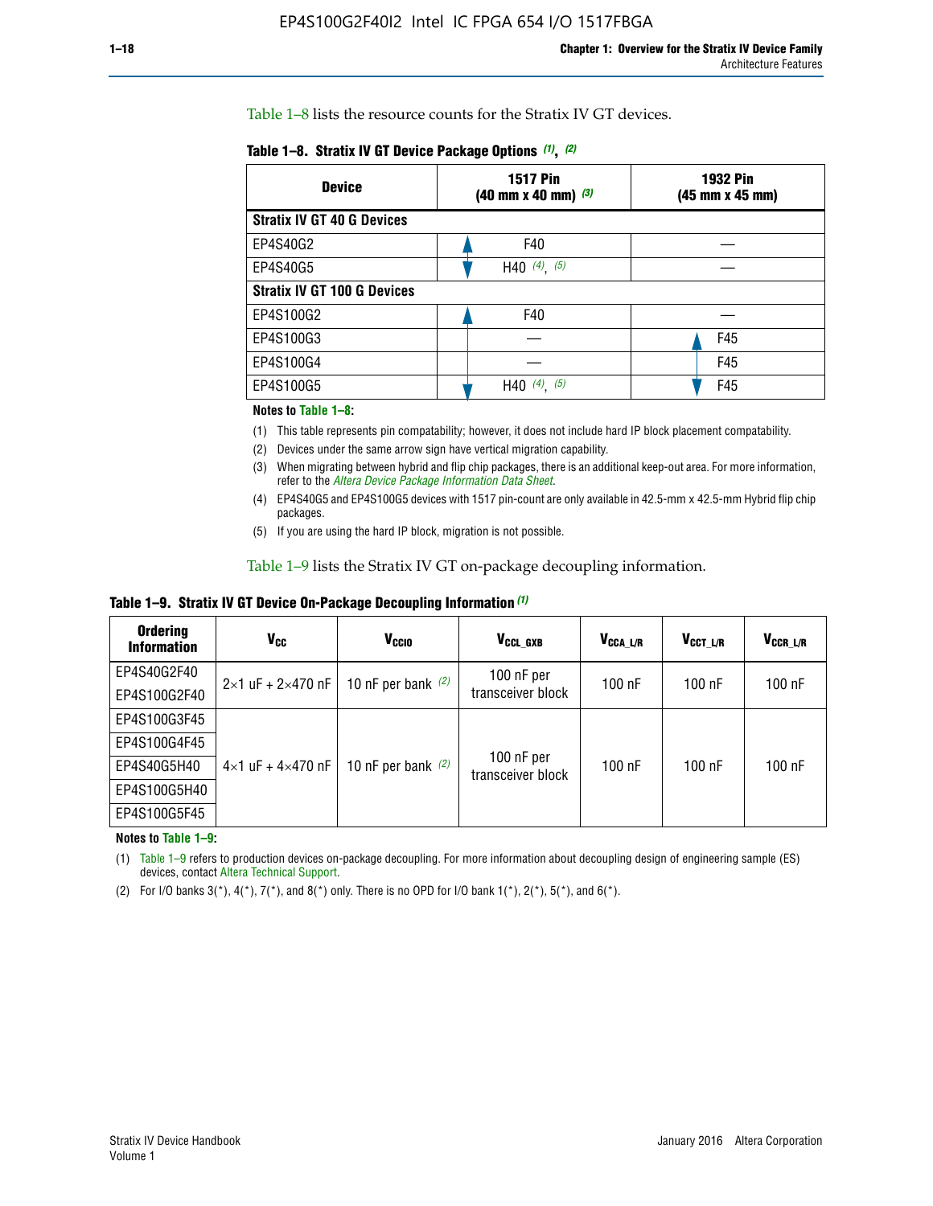Table 1–8 lists the resource counts for the Stratix IV GT devices.

**Table 1–8. Stratix IV GT Device Package Options (1), (2)**

| Device | 1517 Pin (40 mm x 40 mm) (3) | 1932 Pin (45 mm x 45 mm) |
|---|---|---|
| **Stratix IV GT 40 G Devices** | | |
| EP4S40G2 | F40 | — |
| EP4S40G5 | H40 (4), (5) | — |
| **Stratix IV GT 100 G Devices** | | |
| EP4S100G2 | F40 | — |
| EP4S100G3 | — | F45 |
| EP4S100G4 | — | F45 |
| EP4S100G5 | H40 (4), (5) | F45 |

**Notes to Table 1–8:**

(1) This table represents pin compatability; however, it does not include hard IP block placement compatability.

(2) Devices under the same arrow sign have vertical migration capability.

(3) When migrating between hybrid and flip chip packages, there is an additional keep-out area. For more information, refer to the *Altera Device Package Information Data Sheet*.

(4) EP4S40G5 and EP4S100G5 devices with 1517 pin-count are only available in 42.5-mm x 42.5-mm Hybrid flip chip packages.

(5) If you are using the hard IP block, migration is not possible.

Table 1–9 lists the Stratix IV GT on-package decoupling information.

**Table 1–9. Stratix IV GT Device On-Package Decoupling Information (1)**

| Ordering Information | $V_{CC}$ | $V_{CCIO}$ | $V_{CCL\_GXB}$ | $V_{CCA\_L/R}$ | $V_{CCT\_L/R}$ | $V_{CCR\_L/R}$ |
|---|---|---|---|---|---|---|
| EP4S40G2F40 | 2×1 uF + 2×470 nF | 10 nF per bank (2) | 100 nF per transceiver block | 100 nF | 100 nF | 100 nF |
| EP4S100G2F40 | | | | | | |
| EP4S100G3F45 | 4×1 uF + 4×470 nF | 10 nF per bank (2) | 100 nF per transceiver block | 100 nF | 100 nF | 100 nF |
| EP4S100G4F45 | | | | | | |
| EP4S40G5H40 | | | | | | |
| EP4S100G5H40 | | | | | | |
| EP4S100G5F45 | | | | | | |

**Notes to Table 1–9:**

(1) Table 1–9 refers to production devices on-package decoupling. For more information about decoupling design of engineering sample (ES) devices, contact Altera Technical Support.

(2) For I/O banks 3(*), 4(*), 7(*), and 8(*) only. There is no OPD for I/O bank 1(*), 2(*), 5(*), and 6(*).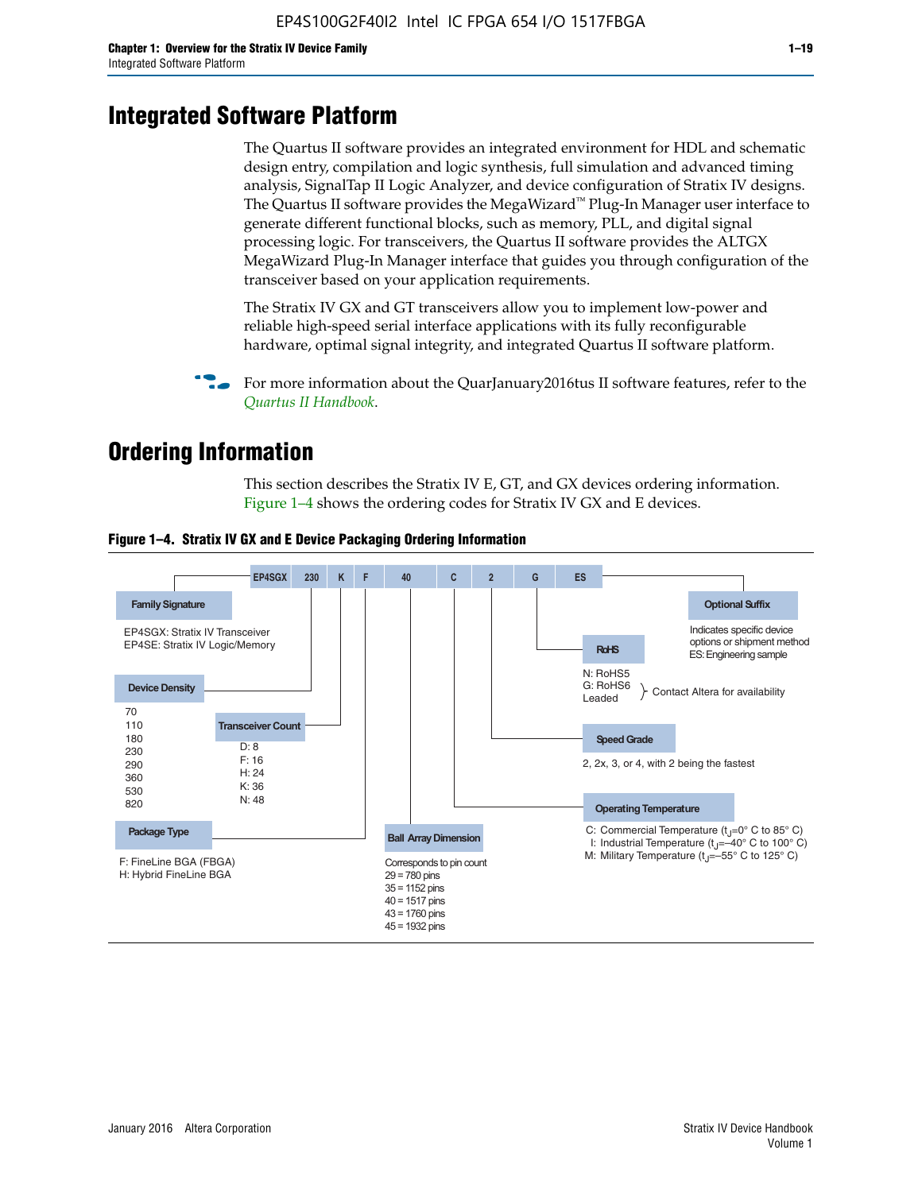# Integrated Software Platform

The Quartus II software provides an integrated environment for HDL and schematic design entry, compilation and logic synthesis, full simulation and advanced timing analysis, SignalTap II Logic Analyzer, and device configuration of Stratix IV designs. The Quartus II software provides the MegaWizard™ Plug-In Manager user interface to generate different functional blocks, such as memory, PLL, and digital signal processing logic. For transceivers, the Quartus II software provides the ALTGX MegaWizard Plug-In Manager interface that guides you through configuration of the transceiver based on your application requirements.

The Stratix IV GX and GT transceivers allow you to implement low-power and reliable high-speed serial interface applications with its fully reconfigurable hardware, optimal signal integrity, and integrated Quartus II software platform.

For more information about the QuarJanuary2016tus II software features, refer to the *Quartus II Handbook*.

# Ordering Information

This section describes the Stratix IV E, GT, and GX devices ordering information. Figure 1–4 shows the ordering codes for Stratix IV GX and E devices.

**Figure 1–4. Stratix IV GX and E Device Packaging Ordering Information**

EP4SGX | 230 | K | F | 40 | C | 2 | G | ES

**Family Signature**
- EP4SGX: Stratix IV Transceiver
- EP4SE: Stratix IV Logic/Memory

**Device Density**
- 70
- 110
- 180
- 230
- 290
- 360
- 530
- 820

**Transceiver Count**
- D: 8
- F: 16
- H: 24
- K: 36
- N: 48

**Package Type**
- F: FineLine BGA (FBGA)
- H: Hybrid FineLine BGA

**Ball Array Dimension**

Corresponds to pin count
- 29 = 780 pins
- 35 = 1152 pins
- 40 = 1517 pins
- 43 = 1760 pins
- 45 = 1932 pins

**Operating Temperature**
- C: Commercial Temperature ($t_J$=0° C to 85° C)
- I: Industrial Temperature ($t_J$=–40° C to 100° C)
- M: Military Temperature ($t_J$=–55° C to 125° C)

**Speed Grade**

2, 2x, 3, or 4, with 2 being the fastest

**RoHS**
- N: RoHS5
- G: RoHS6
- Leaded

(N, G, Leaded: Contact Altera for availability)

**Optional Suffix**

Indicates specific device options or shipment method
ES: Engineering sample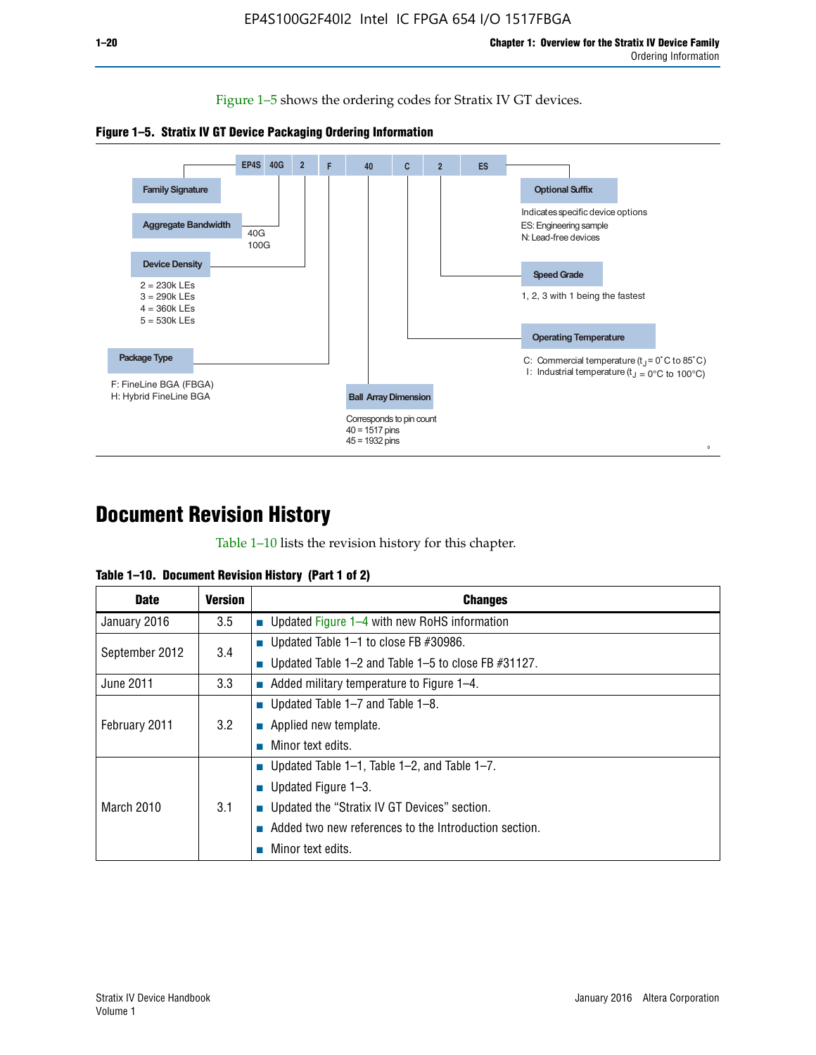Figure 1–5 shows the ordering codes for Stratix IV GT devices.

**Figure 1–5. Stratix IV GT Device Packaging Ordering Information**

EP4S 40G 2 F 40 C 2 ES

- **Family Signature**
- **Aggregate Bandwidth**: 40G, 100G
- **Device Density**: 2 = 230k LEs, 3 = 290k LEs, 4 = 360k LEs, 5 = 530k LEs
- **Package Type**: F: FineLine BGA (FBGA), H: Hybrid FineLine BGA
- **Ball Array Dimension**: Corresponds to pin count, 40 = 1517 pins, 45 = 1932 pins
- **Operating Temperature**: C: Commercial temperature ($t_J$ = 0°C to 85°C), I: Industrial temperature ($t_J$ = 0°C to 100°C)
- **Speed Grade**: 1, 2, 3 with 1 being the fastest
- **Optional Suffix**: Indicates specific device options, ES: Engineering sample, N: Lead-free devices

# Document Revision History

Table 1–10 lists the revision history for this chapter.

**Table 1–10. Document Revision History (Part 1 of 2)**

| Date | Version | Changes |
|---|---|---|
| January 2016 | 3.5 | ■ Updated Figure 1–4 with new RoHS information |
| September 2012 | 3.4 | ■ Updated Table 1–1 to close FB #30986.<br>■ Updated Table 1–2 and Table 1–5 to close FB #31127. |
| June 2011 | 3.3 | ■ Added military temperature to Figure 1–4. |
| February 2011 | 3.2 | ■ Updated Table 1–7 and Table 1–8.<br>■ Applied new template.<br>■ Minor text edits. |
| March 2010 | 3.1 | ■ Updated Table 1–1, Table 1–2, and Table 1–7.<br>■ Updated Figure 1–3.<br>■ Updated the “Stratix IV GT Devices” section.<br>■ Added two new references to the Introduction section.<br>■ Minor text edits. |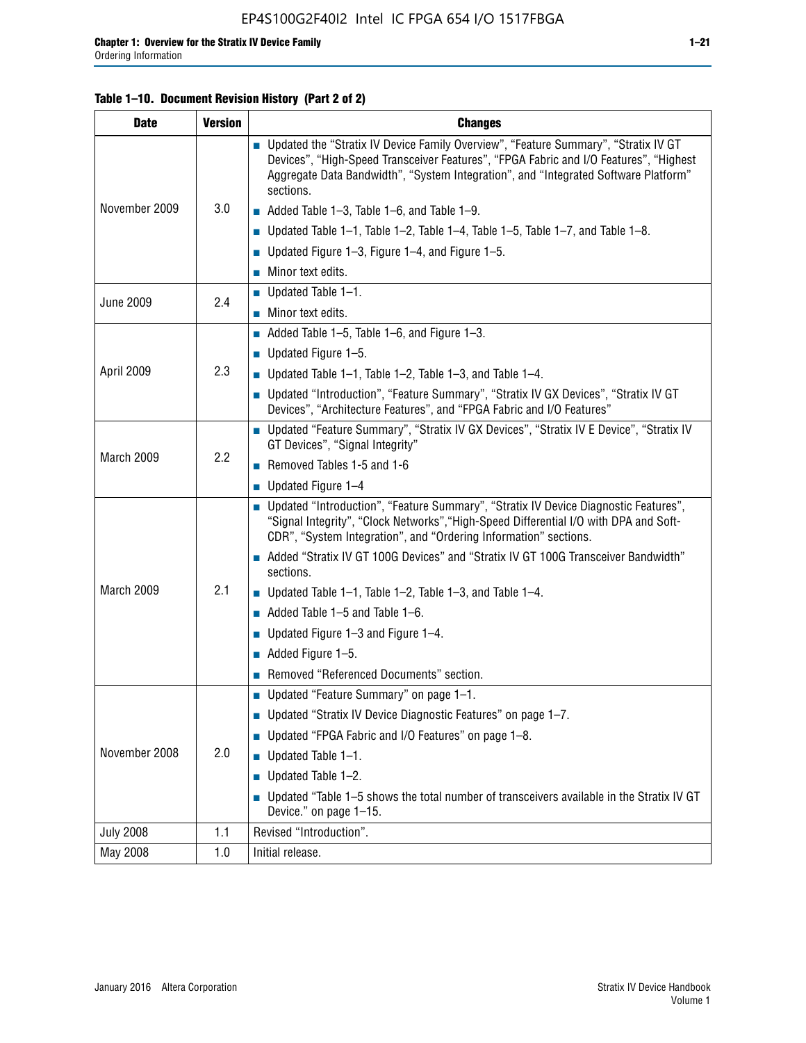**Table 1–10. Document Revision History (Part 2 of 2)**

| Date | Version | Changes |
|---|---|---|
| November 2009 | 3.0 | ■ Updated the “Stratix IV Device Family Overview”, “Feature Summary”, “Stratix IV GT Devices”, “High-Speed Transceiver Features”, “FPGA Fabric and I/O Features”, “Highest Aggregate Data Bandwidth”, “System Integration”, and “Integrated Software Platform” sections.<br>■ Added Table 1–3, Table 1–6, and Table 1–9.<br>■ Updated Table 1–1, Table 1–2, Table 1–4, Table 1–5, Table 1–7, and Table 1–8.<br>■ Updated Figure 1–3, Figure 1–4, and Figure 1–5.<br>■ Minor text edits. |
| June 2009 | 2.4 | ■ Updated Table 1–1.<br>■ Minor text edits. |
| April 2009 | 2.3 | ■ Added Table 1–5, Table 1–6, and Figure 1–3.<br>■ Updated Figure 1–5.<br>■ Updated Table 1–1, Table 1–2, Table 1–3, and Table 1–4.<br>■ Updated “Introduction”, “Feature Summary”, “Stratix IV GX Devices”, “Stratix IV GT Devices”, “Architecture Features”, and “FPGA Fabric and I/O Features” |
| March 2009 | 2.2 | ■ Updated “Feature Summary”, “Stratix IV GX Devices”, “Stratix IV E Device”, “Stratix IV GT Devices”, “Signal Integrity”<br>■ Removed Tables 1-5 and 1-6<br>■ Updated Figure 1–4 |
| March 2009 | 2.1 | ■ Updated “Introduction”, “Feature Summary”, “Stratix IV Device Diagnostic Features”, “Signal Integrity”, “Clock Networks”,“High-Speed Differential I/O with DPA and Soft-CDR”, “System Integration”, and “Ordering Information” sections.<br>■ Added “Stratix IV GT 100G Devices” and “Stratix IV GT 100G Transceiver Bandwidth” sections.<br>■ Updated Table 1–1, Table 1–2, Table 1–3, and Table 1–4.<br>■ Added Table 1–5 and Table 1–6.<br>■ Updated Figure 1–3 and Figure 1–4.<br>■ Added Figure 1–5.<br>■ Removed “Referenced Documents” section. |
| November 2008 | 2.0 | ■ Updated “Feature Summary” on page 1–1.<br>■ Updated “Stratix IV Device Diagnostic Features” on page 1–7.<br>■ Updated “FPGA Fabric and I/O Features” on page 1–8.<br>■ Updated Table 1–1.<br>■ Updated Table 1–2.<br>■ Updated “Table 1–5 shows the total number of transceivers available in the Stratix IV GT Device.” on page 1–15. |
| July 2008 | 1.1 | Revised “Introduction”. |
| May 2008 | 1.0 | Initial release. |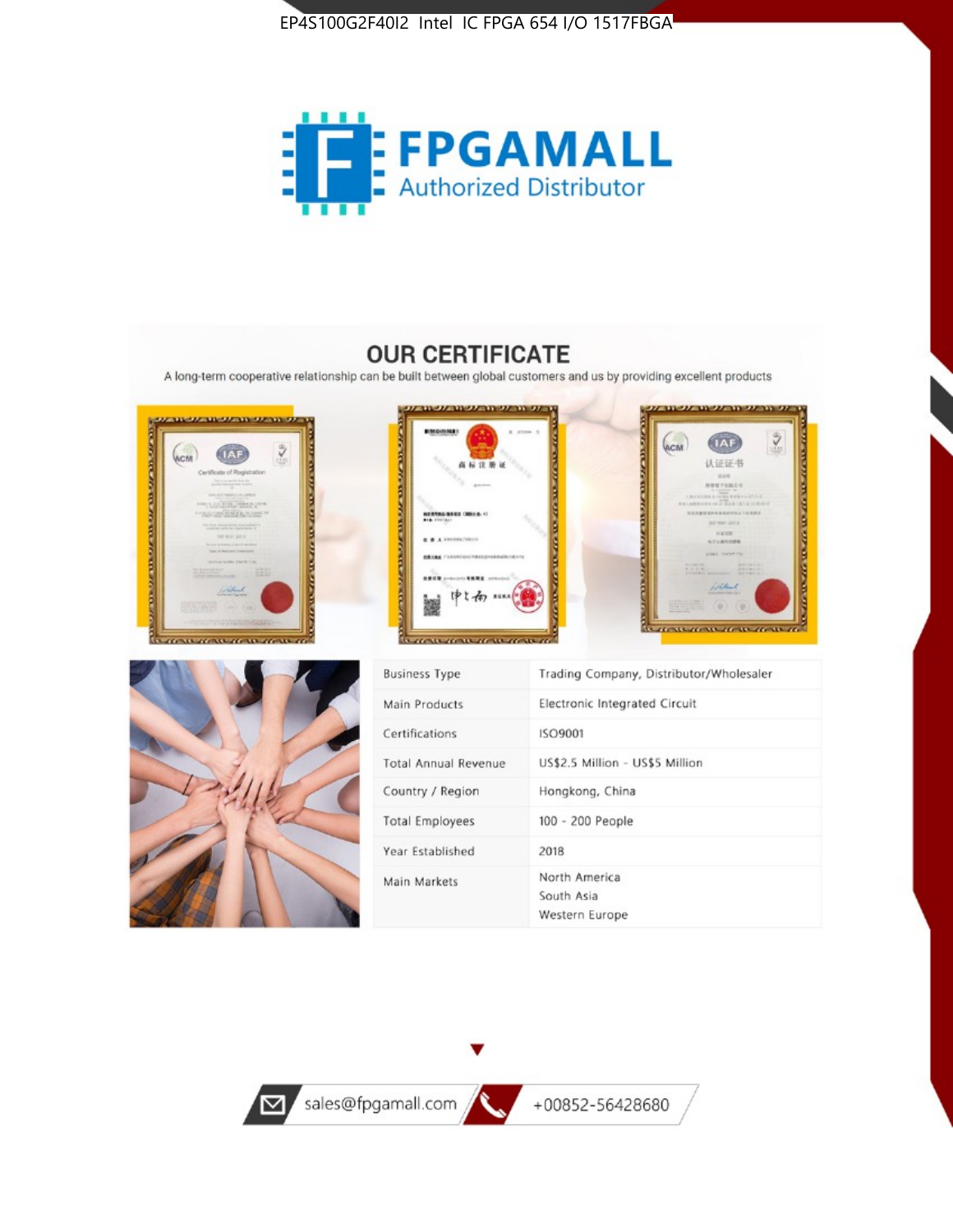FPGAMALL
Authorized Distributor

## OUR CERTIFICATE

A long-term cooperative relationship can be built between global customers and us by providing excellent products

| | |
|---|---|
| Business Type | Trading Company, Distributor/Wholesaler |
| Main Products | Electronic Integrated Circuit |
| Certifications | ISO9001 |
| Total Annual Revenue | US$2.5 Million - US$5 Million |
| Country / Region | Hongkong, China |
| Total Employees | 100 - 200 People |
| Year Established | 2018 |
| Main Markets | North America<br>South Asia<br>Western Europe |

sales@fpgamall.com

+00852-56428680